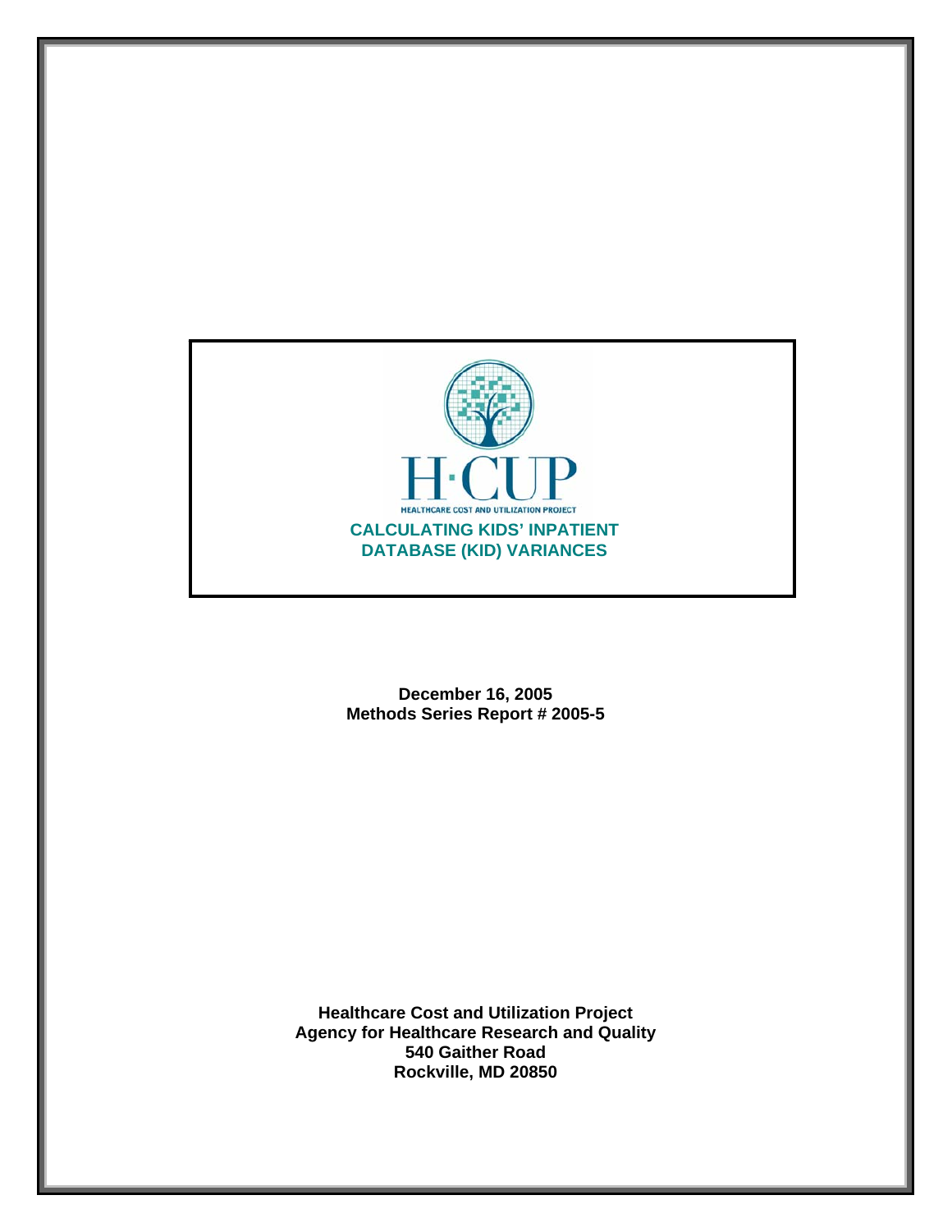H·CUP

HEALTHCARE COST AND UTILIZATION PROJECT

# CALCULATING KIDS' INPATIENT DATABASE (KID) VARIANCES

**December 16, 2005**
**Methods Series Report # 2005-5**

**Healthcare Cost and Utilization Project**
**Agency for Healthcare Research and Quality**
**540 Gaither Road**
**Rockville, MD 20850**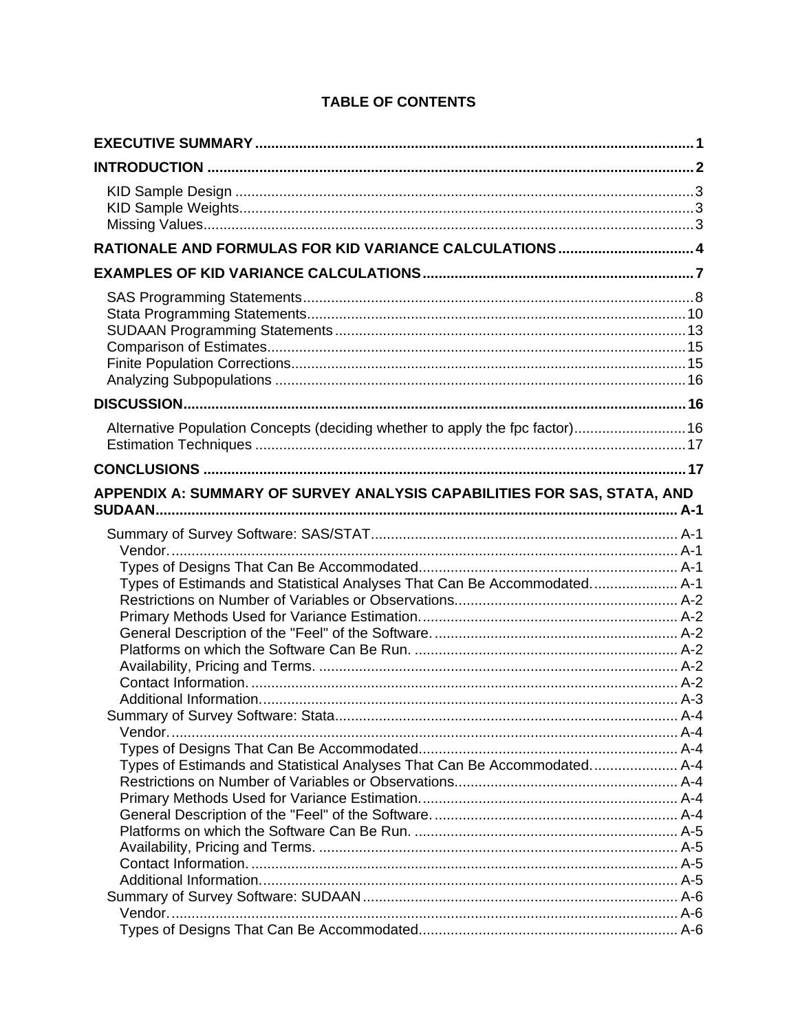# TABLE OF CONTENTS

**EXECUTIVE SUMMARY** ........................................................................................................ 1

**INTRODUCTION** ................................................................................................................... 2

- KID Sample Design ............................................................................................................ 3
- KID Sample Weights............................................................................................................ 3
- Missing Values.................................................................................................................... 3

**RATIONALE AND FORMULAS FOR KID VARIANCE CALCULATIONS** ................................. 4

**EXAMPLES OF KID VARIANCE CALCULATIONS** .................................................................. 7

- SAS Programming Statements............................................................................................ 8
- Stata Programming Statements.......................................................................................... 10
- SUDAAN Programming Statements ................................................................................... 13
- Comparison of Estimates.................................................................................................... 15
- Finite Population Corrections.............................................................................................. 15
- Analyzing Subpopulations .................................................................................................. 16

**DISCUSSION**......................................................................................................................... 16

- Alternative Population Concepts (deciding whether to apply the fpc factor)........................... 16
- Estimation Techniques ....................................................................................................... 17

**CONCLUSIONS** .................................................................................................................... 17

**APPENDIX A: SUMMARY OF SURVEY ANALYSIS CAPABILITIES FOR SAS, STATA, AND SUDAAN**........................................................................................................................ A-1

- Summary of Survey Software: SAS/STAT........................................................................... A-1
  - Vendor. ........................................................................................................................ A-1
  - Types of Designs That Can Be Accommodated................................................................ A-1
  - Types of Estimands and Statistical Analyses That Can Be Accommodated...................... A-1
  - Restrictions on Number of Variables or Observations...................................................... A-2
  - Primary Methods Used for Variance Estimation................................................................ A-2
  - General Description of the "Feel" of the Software. ........................................................... A-2
  - Platforms on which the Software Can Be Run. ................................................................ A-2
  - Availability, Pricing and Terms. ........................................................................................ A-2
  - Contact Information. ........................................................................................................ A-2
  - Additional Information....................................................................................................... A-3
- Summary of Survey Software: Stata.................................................................................... A-4
  - Vendor. ........................................................................................................................ A-4
  - Types of Designs That Can Be Accommodated................................................................ A-4
  - Types of Estimands and Statistical Analyses That Can Be Accommodated...................... A-4
  - Restrictions on Number of Variables or Observations...................................................... A-4
  - Primary Methods Used for Variance Estimation................................................................ A-4
  - General Description of the "Feel" of the Software. ........................................................... A-4
  - Platforms on which the Software Can Be Run. ................................................................ A-5
  - Availability, Pricing and Terms. ........................................................................................ A-5
  - Contact Information. ........................................................................................................ A-5
  - Additional Information....................................................................................................... A-5
- Summary of Survey Software: SUDAAN.............................................................................. A-6
  - Vendor. ........................................................................................................................ A-6
  - Types of Designs That Can Be Accommodated................................................................ A-6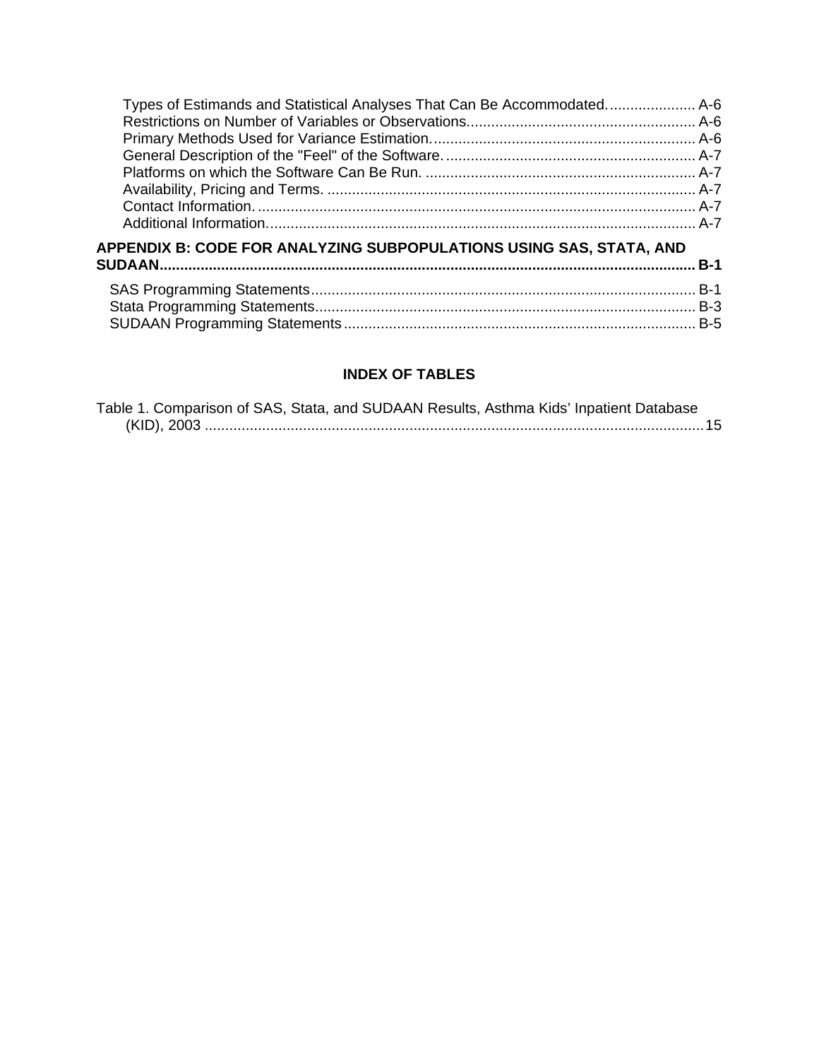Types of Estimands and Statistical Analyses That Can Be Accommodated. .................... A-6
Restrictions on Number of Variables or Observations....................................................... A-6
Primary Methods Used for Variance Estimation. ............................................................... A-6
General Description of the "Feel" of the Software. ............................................................ A-7
Platforms on which the Software Can Be Run. ................................................................. A-7
Availability, Pricing and Terms. ......................................................................................... A-7
Contact Information. .......................................................................................................... A-7
Additional Information. ....................................................................................................... A-7

**APPENDIX B: CODE FOR ANALYZING SUBPOPULATIONS USING SAS, STATA, AND SUDAAN................................................................................................................................ B-1**

SAS Programming Statements............................................................................................ B-1
Stata Programming Statements........................................................................................... B-3
SUDAAN Programming Statements.................................................................................... B-5

**INDEX OF TABLES**

Table 1. Comparison of SAS, Stata, and SUDAAN Results, Asthma Kids' Inpatient Database (KID), 2003 ........................................................................................................................15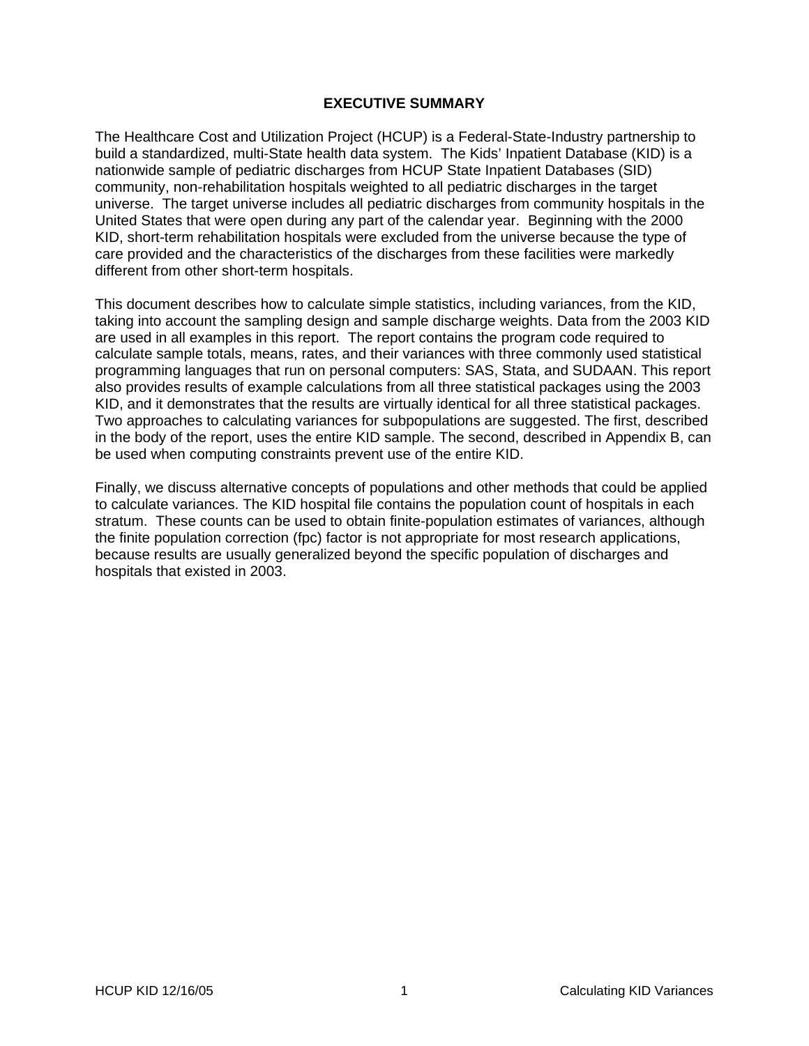# EXECUTIVE SUMMARY

The Healthcare Cost and Utilization Project (HCUP) is a Federal-State-Industry partnership to build a standardized, multi-State health data system. The Kids' Inpatient Database (KID) is a nationwide sample of pediatric discharges from HCUP State Inpatient Databases (SID) community, non-rehabilitation hospitals weighted to all pediatric discharges in the target universe. The target universe includes all pediatric discharges from community hospitals in the United States that were open during any part of the calendar year. Beginning with the 2000 KID, short-term rehabilitation hospitals were excluded from the universe because the type of care provided and the characteristics of the discharges from these facilities were markedly different from other short-term hospitals.

This document describes how to calculate simple statistics, including variances, from the KID, taking into account the sampling design and sample discharge weights. Data from the 2003 KID are used in all examples in this report. The report contains the program code required to calculate sample totals, means, rates, and their variances with three commonly used statistical programming languages that run on personal computers: SAS, Stata, and SUDAAN. This report also provides results of example calculations from all three statistical packages using the 2003 KID, and it demonstrates that the results are virtually identical for all three statistical packages. Two approaches to calculating variances for subpopulations are suggested. The first, described in the body of the report, uses the entire KID sample. The second, described in Appendix B, can be used when computing constraints prevent use of the entire KID.

Finally, we discuss alternative concepts of populations and other methods that could be applied to calculate variances. The KID hospital file contains the population count of hospitals in each stratum. These counts can be used to obtain finite-population estimates of variances, although the finite population correction (fpc) factor is not appropriate for most research applications, because results are usually generalized beyond the specific population of discharges and hospitals that existed in 2003.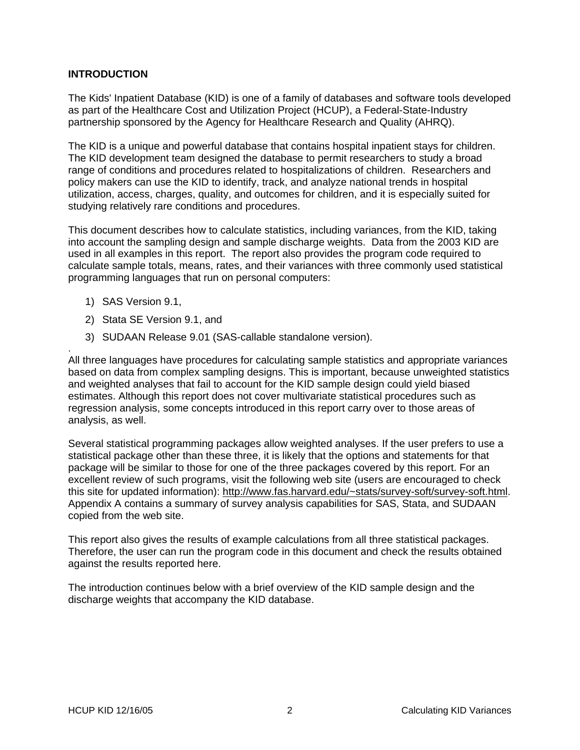# INTRODUCTION

The Kids' Inpatient Database (KID) is one of a family of databases and software tools developed as part of the Healthcare Cost and Utilization Project (HCUP), a Federal-State-Industry partnership sponsored by the Agency for Healthcare Research and Quality (AHRQ).

The KID is a unique and powerful database that contains hospital inpatient stays for children. The KID development team designed the database to permit researchers to study a broad range of conditions and procedures related to hospitalizations of children. Researchers and policy makers can use the KID to identify, track, and analyze national trends in hospital utilization, access, charges, quality, and outcomes for children, and it is especially suited for studying relatively rare conditions and procedures.

This document describes how to calculate statistics, including variances, from the KID, taking into account the sampling design and sample discharge weights. Data from the 2003 KID are used in all examples in this report. The report also provides the program code required to calculate sample totals, means, rates, and their variances with three commonly used statistical programming languages that run on personal computers:

1) SAS Version 9.1,
2) Stata SE Version 9.1, and
3) SUDAAN Release 9.01 (SAS-callable standalone version).

All three languages have procedures for calculating sample statistics and appropriate variances based on data from complex sampling designs. This is important, because unweighted statistics and weighted analyses that fail to account for the KID sample design could yield biased estimates. Although this report does not cover multivariate statistical procedures such as regression analysis, some concepts introduced in this report carry over to those areas of analysis, as well.

Several statistical programming packages allow weighted analyses. If the user prefers to use a statistical package other than these three, it is likely that the options and statements for that package will be similar to those for one of the three packages covered by this report. For an excellent review of such programs, visit the following web site (users are encouraged to check this site for updated information): http://www.fas.harvard.edu/~stats/survey-soft/survey-soft.html. Appendix A contains a summary of survey analysis capabilities for SAS, Stata, and SUDAAN copied from the web site.

This report also gives the results of example calculations from all three statistical packages. Therefore, the user can run the program code in this document and check the results obtained against the results reported here.

The introduction continues below with a brief overview of the KID sample design and the discharge weights that accompany the KID database.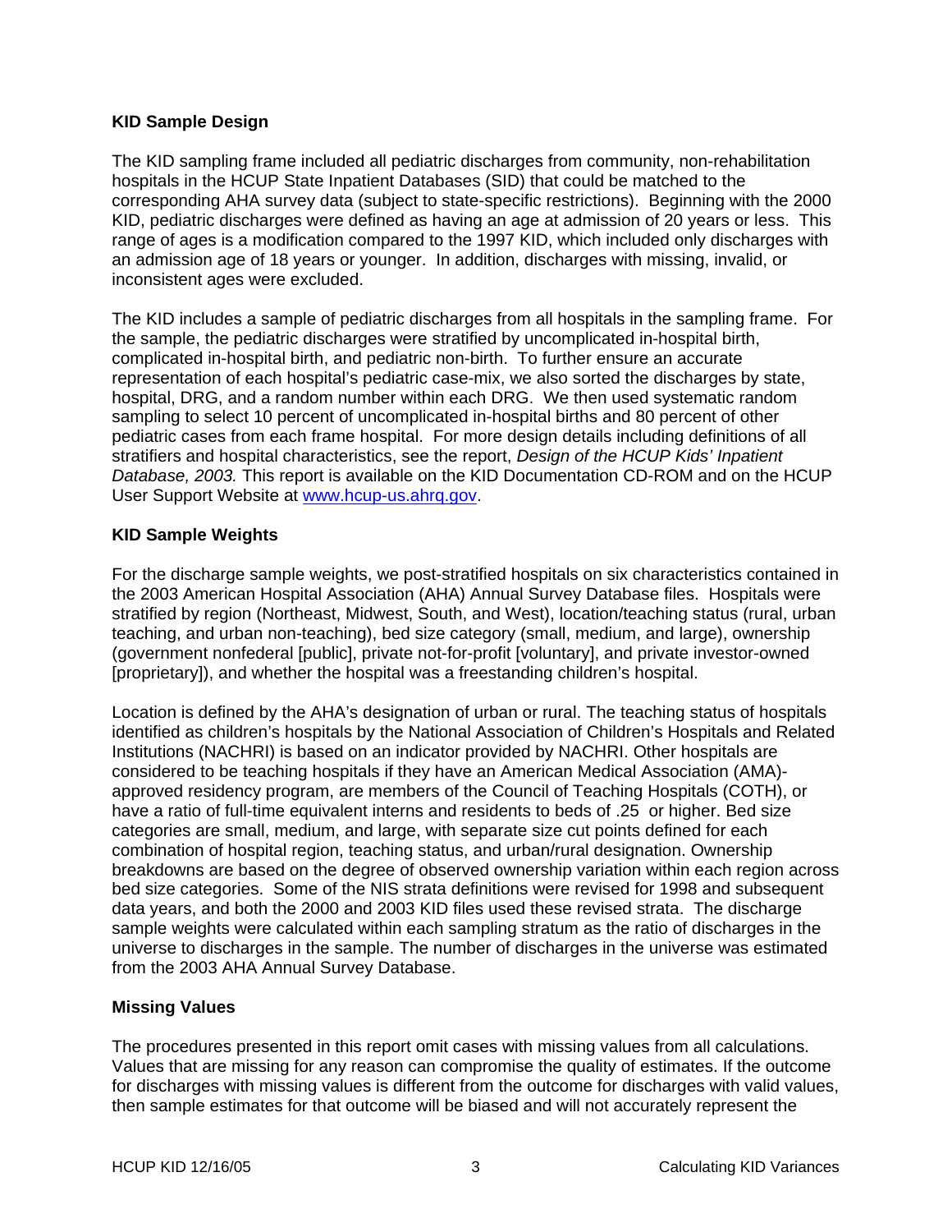### KID Sample Design

The KID sampling frame included all pediatric discharges from community, non-rehabilitation hospitals in the HCUP State Inpatient Databases (SID) that could be matched to the corresponding AHA survey data (subject to state-specific restrictions). Beginning with the 2000 KID, pediatric discharges were defined as having an age at admission of 20 years or less. This range of ages is a modification compared to the 1997 KID, which included only discharges with an admission age of 18 years or younger. In addition, discharges with missing, invalid, or inconsistent ages were excluded.

The KID includes a sample of pediatric discharges from all hospitals in the sampling frame. For the sample, the pediatric discharges were stratified by uncomplicated in-hospital birth, complicated in-hospital birth, and pediatric non-birth. To further ensure an accurate representation of each hospital's pediatric case-mix, we also sorted the discharges by state, hospital, DRG, and a random number within each DRG. We then used systematic random sampling to select 10 percent of uncomplicated in-hospital births and 80 percent of other pediatric cases from each frame hospital. For more design details including definitions of all stratifiers and hospital characteristics, see the report, *Design of the HCUP Kids' Inpatient Database, 2003.* This report is available on the KID Documentation CD-ROM and on the HCUP User Support Website at www.hcup-us.ahrq.gov.

### KID Sample Weights

For the discharge sample weights, we post-stratified hospitals on six characteristics contained in the 2003 American Hospital Association (AHA) Annual Survey Database files. Hospitals were stratified by region (Northeast, Midwest, South, and West), location/teaching status (rural, urban teaching, and urban non-teaching), bed size category (small, medium, and large), ownership (government nonfederal [public], private not-for-profit [voluntary], and private investor-owned [proprietary]), and whether the hospital was a freestanding children's hospital.

Location is defined by the AHA's designation of urban or rural. The teaching status of hospitals identified as children's hospitals by the National Association of Children's Hospitals and Related Institutions (NACHRI) is based on an indicator provided by NACHRI. Other hospitals are considered to be teaching hospitals if they have an American Medical Association (AMA)-approved residency program, are members of the Council of Teaching Hospitals (COTH), or have a ratio of full-time equivalent interns and residents to beds of .25 or higher. Bed size categories are small, medium, and large, with separate size cut points defined for each combination of hospital region, teaching status, and urban/rural designation. Ownership breakdowns are based on the degree of observed ownership variation within each region across bed size categories. Some of the NIS strata definitions were revised for 1998 and subsequent data years, and both the 2000 and 2003 KID files used these revised strata. The discharge sample weights were calculated within each sampling stratum as the ratio of discharges in the universe to discharges in the sample. The number of discharges in the universe was estimated from the 2003 AHA Annual Survey Database.

### Missing Values

The procedures presented in this report omit cases with missing values from all calculations. Values that are missing for any reason can compromise the quality of estimates. If the outcome for discharges with missing values is different from the outcome for discharges with valid values, then sample estimates for that outcome will be biased and will not accurately represent the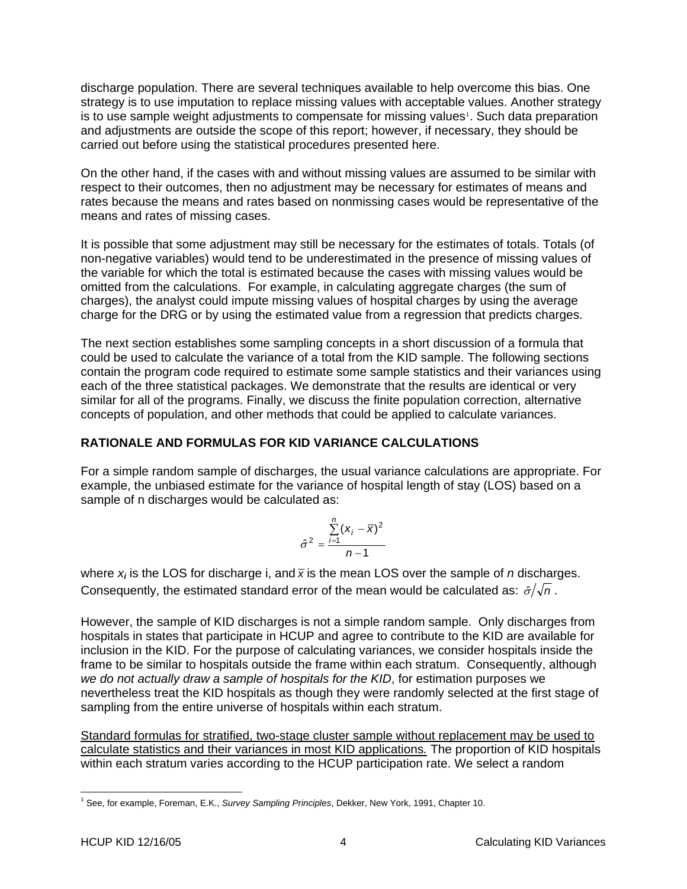discharge population. There are several techniques available to help overcome this bias. One strategy is to use imputation to replace missing values with acceptable values. Another strategy is to use sample weight adjustments to compensate for missing values[1]. Such data preparation and adjustments are outside the scope of this report; however, if necessary, they should be carried out before using the statistical procedures presented here.

On the other hand, if the cases with and without missing values are assumed to be similar with respect to their outcomes, then no adjustment may be necessary for estimates of means and rates because the means and rates based on nonmissing cases would be representative of the means and rates of missing cases.

It is possible that some adjustment may still be necessary for the estimates of totals. Totals (of non-negative variables) would tend to be underestimated in the presence of missing values of the variable for which the total is estimated because the cases with missing values would be omitted from the calculations. For example, in calculating aggregate charges (the sum of charges), the analyst could impute missing values of hospital charges by using the average charge for the DRG or by using the estimated value from a regression that predicts charges.

The next section establishes some sampling concepts in a short discussion of a formula that could be used to calculate the variance of a total from the KID sample. The following sections contain the program code required to estimate some sample statistics and their variances using each of the three statistical packages. We demonstrate that the results are identical or very similar for all of the programs. Finally, we discuss the finite population correction, alternative concepts of population, and other methods that could be applied to calculate variances.

## RATIONALE AND FORMULAS FOR KID VARIANCE CALCULATIONS

For a simple random sample of discharges, the usual variance calculations are appropriate. For example, the unbiased estimate for the variance of hospital length of stay (LOS) based on a sample of n discharges would be calculated as:

$$\hat{\sigma}^2 = \frac{\sum_{i=1}^{n}(x_i - \bar{x})^2}{n-1}$$

where $x_i$ is the LOS for discharge i, and $\bar{x}$ is the mean LOS over the sample of $n$ discharges. Consequently, the estimated standard error of the mean would be calculated as: $\hat{\sigma}/\sqrt{n}$ .

However, the sample of KID discharges is not a simple random sample. Only discharges from hospitals in states that participate in HCUP and agree to contribute to the KID are available for inclusion in the KID. For the purpose of calculating variances, we consider hospitals inside the frame to be similar to hospitals outside the frame within each stratum. Consequently, although *we do not actually draw a sample of hospitals for the KID*, for estimation purposes we nevertheless treat the KID hospitals as though they were randomly selected at the first stage of sampling from the entire universe of hospitals within each stratum.

<u>Standard formulas for stratified, two-stage cluster sample without replacement may be used to calculate statistics and their variances in most KID applications.</u> The proportion of KID hospitals within each stratum varies according to the HCUP participation rate. We select a random

---

[1] See, for example, Foreman, E.K., *Survey Sampling Principles*, Dekker, New York, 1991, Chapter 10.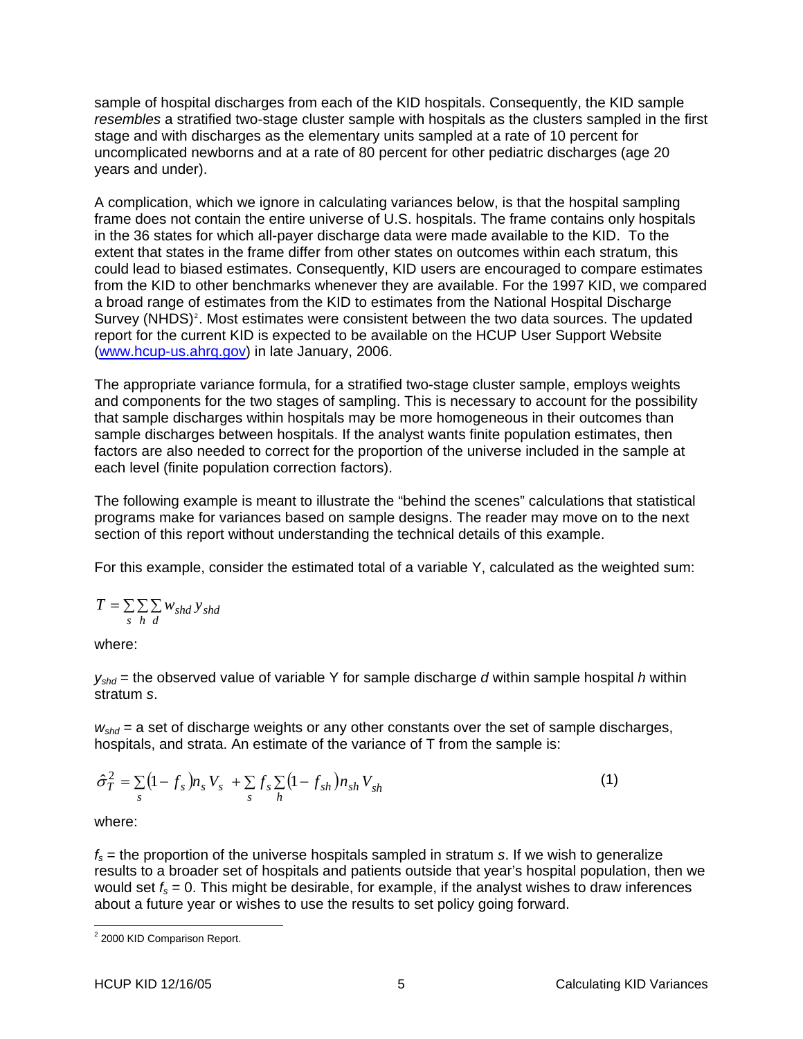sample of hospital discharges from each of the KID hospitals. Consequently, the KID sample *resembles* a stratified two-stage cluster sample with hospitals as the clusters sampled in the first stage and with discharges as the elementary units sampled at a rate of 10 percent for uncomplicated newborns and at a rate of 80 percent for other pediatric discharges (age 20 years and under).

A complication, which we ignore in calculating variances below, is that the hospital sampling frame does not contain the entire universe of U.S. hospitals. The frame contains only hospitals in the 36 states for which all-payer discharge data were made available to the KID. To the extent that states in the frame differ from other states on outcomes within each stratum, this could lead to biased estimates. Consequently, KID users are encouraged to compare estimates from the KID to other benchmarks whenever they are available. For the 1997 KID, we compared a broad range of estimates from the KID to estimates from the National Hospital Discharge Survey (NHDS)[2]. Most estimates were consistent between the two data sources. The updated report for the current KID is expected to be available on the HCUP User Support Website (www.hcup-us.ahrq.gov) in late January, 2006.

The appropriate variance formula, for a stratified two-stage cluster sample, employs weights and components for the two stages of sampling. This is necessary to account for the possibility that sample discharges within hospitals may be more homogeneous in their outcomes than sample discharges between hospitals. If the analyst wants finite population estimates, then factors are also needed to correct for the proportion of the universe included in the sample at each level (finite population correction factors).

The following example is meant to illustrate the "behind the scenes" calculations that statistical programs make for variances based on sample designs. The reader may move on to the next section of this report without understanding the technical details of this example.

For this example, consider the estimated total of a variable Y, calculated as the weighted sum:

$$T = \sum_{s} \sum_{h} \sum_{d} w_{shd} \, y_{shd}$$

where:

$y_{shd}$ = the observed value of variable Y for sample discharge *d* within sample hospital *h* within stratum *s*.

$w_{shd}$ = a set of discharge weights or any other constants over the set of sample discharges, hospitals, and strata. An estimate of the variance of T from the sample is:

$$\hat{\sigma}_T^2 = \sum_{s} (1 - f_s) n_s V_s + \sum_{s} f_s \sum_{h} (1 - f_{sh}) n_{sh} V_{sh} \qquad (1)$$

where:

$f_s$ = the proportion of the universe hospitals sampled in stratum *s*. If we wish to generalize results to a broader set of hospitals and patients outside that year's hospital population, then we would set $f_s = 0$. This might be desirable, for example, if the analyst wishes to draw inferences about a future year or wishes to use the results to set policy going forward.

[2] 2000 KID Comparison Report.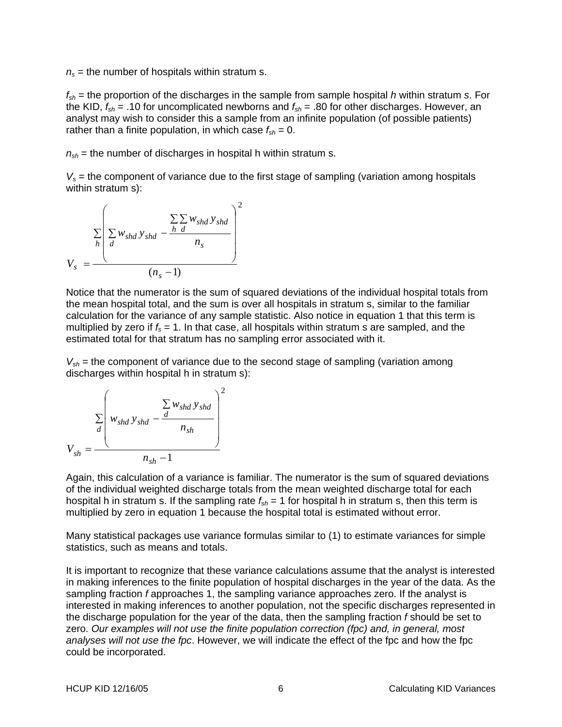$n_s$ = the number of hospitals within stratum s.

$f_{sh}$ = the proportion of the discharges in the sample from sample hospital *h* within stratum *s*. For the KID, $f_{sh}$ = .10 for uncomplicated newborns and $f_{sh}$ = .80 for other discharges. However, an analyst may wish to consider this a sample from an infinite population (of possible patients) rather than a finite population, in which case $f_{sh}$ = 0.

$n_{sh}$ = the number of discharges in hospital h within stratum s.

$V_s$ = the component of variance due to the first stage of sampling (variation among hospitals within stratum s):

$$V_s = \frac{\sum_h \left( \sum_d w_{shd}\, y_{shd} - \frac{\sum_h \sum_d w_{shd}\, y_{shd}}{n_s} \right)^2}{(n_s - 1)}$$

Notice that the numerator is the sum of squared deviations of the individual hospital totals from the mean hospital total, and the sum is over all hospitals in stratum s, similar to the familiar calculation for the variance of any sample statistic. Also notice in equation 1 that this term is multiplied by zero if $f_s$ = 1. In that case, all hospitals within stratum s are sampled, and the estimated total for that stratum has no sampling error associated with it.

$V_{sh}$ = the component of variance due to the second stage of sampling (variation among discharges within hospital h in stratum s):

$$V_{sh} = \frac{\sum_d \left( w_{shd}\, y_{shd} - \frac{\sum_d w_{shd}\, y_{shd}}{n_{sh}} \right)^2}{n_{sh} - 1}$$

Again, this calculation of a variance is familiar. The numerator is the sum of squared deviations of the individual weighted discharge totals from the mean weighted discharge total for each hospital h in stratum s. If the sampling rate $f_{sh}$ = 1 for hospital h in stratum s, then this term is multiplied by zero in equation 1 because the hospital total is estimated without error.

Many statistical packages use variance formulas similar to (1) to estimate variances for simple statistics, such as means and totals.

It is important to recognize that these variance calculations assume that the analyst is interested in making inferences to the finite population of hospital discharges in the year of the data. As the sampling fraction *f* approaches 1, the sampling variance approaches zero. If the analyst is interested in making inferences to another population, not the specific discharges represented in the discharge population for the year of the data, then the sampling fraction *f* should be set to zero. *Our examples will not use the finite population correction (fpc) and, in general, most analyses will not use the fpc*. However, we will indicate the effect of the fpc and how the fpc could be incorporated.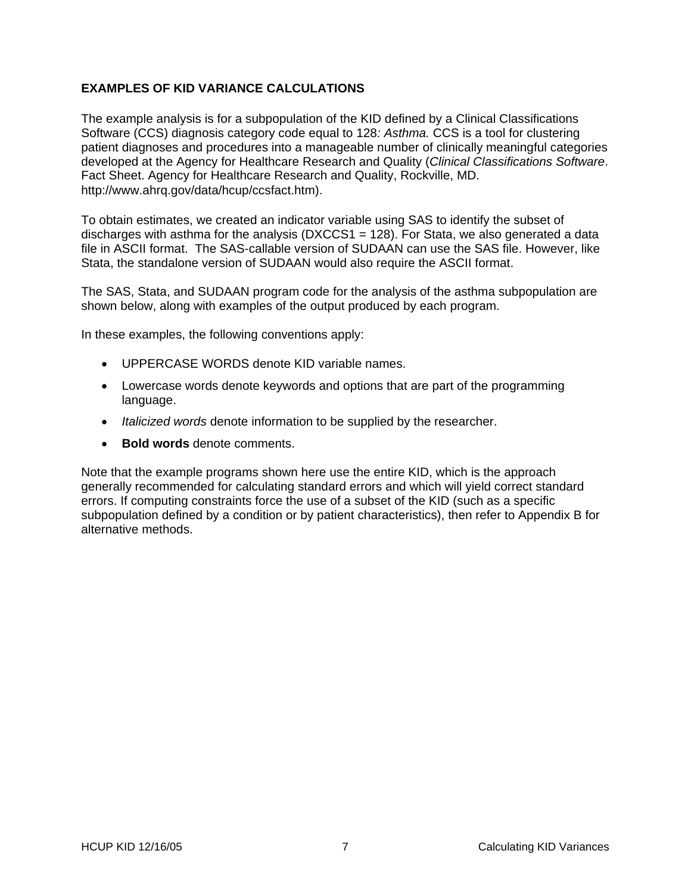## EXAMPLES OF KID VARIANCE CALCULATIONS

The example analysis is for a subpopulation of the KID defined by a Clinical Classifications Software (CCS) diagnosis category code equal to 128*: Asthma.* CCS is a tool for clustering patient diagnoses and procedures into a manageable number of clinically meaningful categories developed at the Agency for Healthcare Research and Quality (*Clinical Classifications Software*. Fact Sheet. Agency for Healthcare Research and Quality, Rockville, MD. http://www.ahrq.gov/data/hcup/ccsfact.htm).

To obtain estimates, we created an indicator variable using SAS to identify the subset of discharges with asthma for the analysis (DXCCS1 = 128). For Stata, we also generated a data file in ASCII format. The SAS-callable version of SUDAAN can use the SAS file. However, like Stata, the standalone version of SUDAAN would also require the ASCII format.

The SAS, Stata, and SUDAAN program code for the analysis of the asthma subpopulation are shown below, along with examples of the output produced by each program.

In these examples, the following conventions apply:

- UPPERCASE WORDS denote KID variable names.
- Lowercase words denote keywords and options that are part of the programming language.
- *Italicized words* denote information to be supplied by the researcher.
- **Bold words** denote comments.

Note that the example programs shown here use the entire KID, which is the approach generally recommended for calculating standard errors and which will yield correct standard errors. If computing constraints force the use of a subset of the KID (such as a specific subpopulation defined by a condition or by patient characteristics), then refer to Appendix B for alternative methods.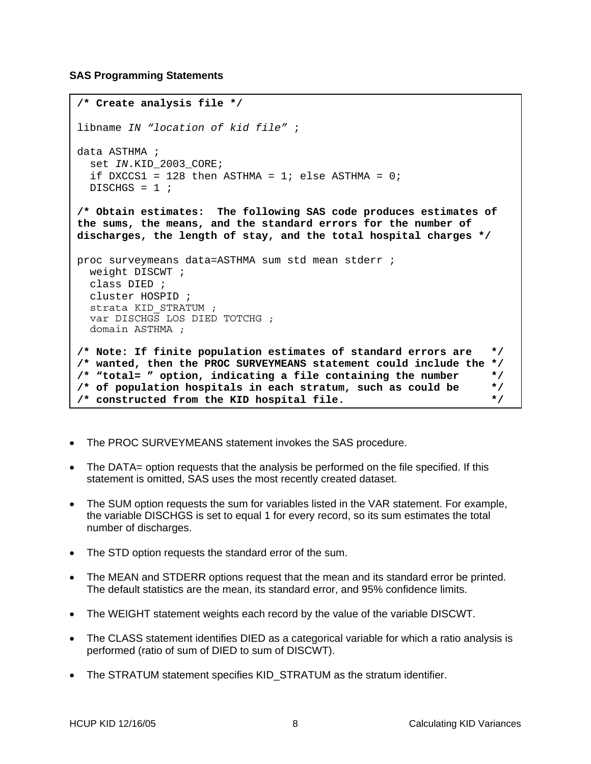**SAS Programming Statements**

```
/* Create analysis file */

libname IN "location of kid file" ;

data ASTHMA ;
  set IN.KID_2003_CORE;
  if DXCCS1 = 128 then ASTHMA = 1; else ASTHMA = 0;
  DISCHGS = 1 ;

/* Obtain estimates:  The following SAS code produces estimates of
the sums, the means, and the standard errors for the number of
discharges, the length of stay, and the total hospital charges */

proc surveymeans data=ASTHMA sum std mean stderr ;
  weight DISCWT ;
  class DIED ;
  cluster HOSPID ;
  strata KID_STRATUM ;
  var DISCHGS LOS DIED TOTCHG ;
  domain ASTHMA ;

/* Note: If finite population estimates of standard errors are   */
/* wanted, then the PROC SURVEYMEANS statement could include the */
/* "total= " option, indicating a file containing the number     */
/* of population hospitals in each stratum, such as could be     */
/* constructed from the KID hospital file.                       */
```

- The PROC SURVEYMEANS statement invokes the SAS procedure.
- The DATA= option requests that the analysis be performed on the file specified. If this statement is omitted, SAS uses the most recently created dataset.
- The SUM option requests the sum for variables listed in the VAR statement. For example, the variable DISCHGS is set to equal 1 for every record, so its sum estimates the total number of discharges.
- The STD option requests the standard error of the sum.
- The MEAN and STDERR options request that the mean and its standard error be printed. The default statistics are the mean, its standard error, and 95% confidence limits.
- The WEIGHT statement weights each record by the value of the variable DISCWT.
- The CLASS statement identifies DIED as a categorical variable for which a ratio analysis is performed (ratio of sum of DIED to sum of DISCWT).
- The STRATUM statement specifies KID_STRATUM as the stratum identifier.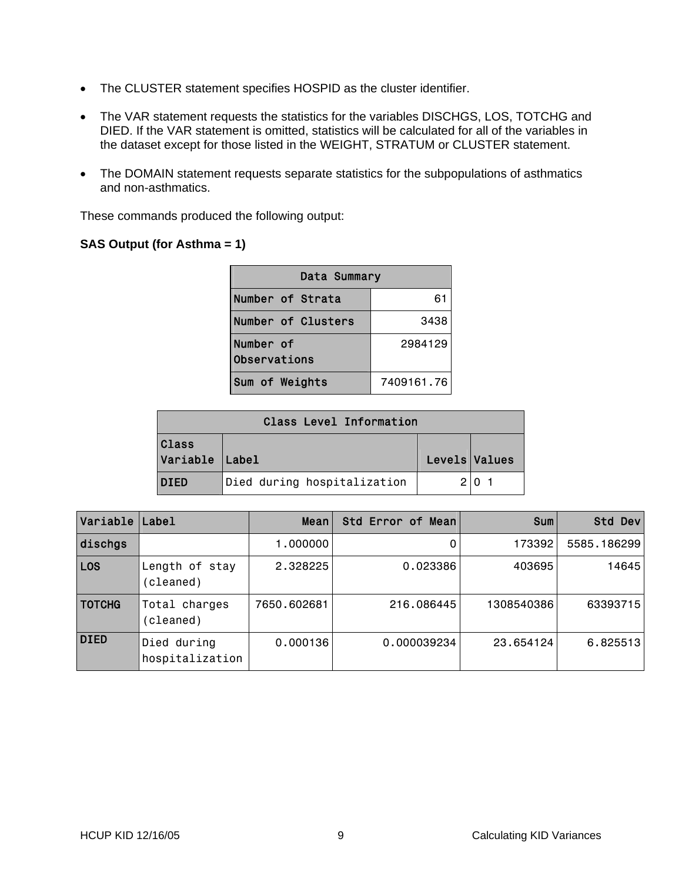- The CLUSTER statement specifies HOSPID as the cluster identifier.

- The VAR statement requests the statistics for the variables DISCHGS, LOS, TOTCHG and DIED. If the VAR statement is omitted, statistics will be calculated for all of the variables in the dataset except for those listed in the WEIGHT, STRATUM or CLUSTER statement.

- The DOMAIN statement requests separate statistics for the subpopulations of asthmatics and non-asthmatics.

These commands produced the following output:

**SAS Output (for Asthma = 1)**

| Data Summary | |
|---|---|
| Number of Strata | 61 |
| Number of Clusters | 3438 |
| Number of Observations | 2984129 |
| Sum of Weights | 7409161.76 |

| Class Level Information | | | |
|---|---|---|---|
| Class Variable | Label | Levels | Values |
| DIED | Died during hospitalization | 2 | 0 1 |

| Variable | Label | Mean | Std Error of Mean | Sum | Std Dev |
|---|---|---|---|---|---|
| dischgs | | 1.000000 | 0 | 173392 | 5585.186299 |
| LOS | Length of stay (cleaned) | 2.328225 | 0.023386 | 403695 | 14645 |
| TOTCHG | Total charges (cleaned) | 7650.602681 | 216.086445 | 1308540386 | 63393715 |
| DIED | Died during hospitalization | 0.000136 | 0.000039234 | 23.654124 | 6.825513 |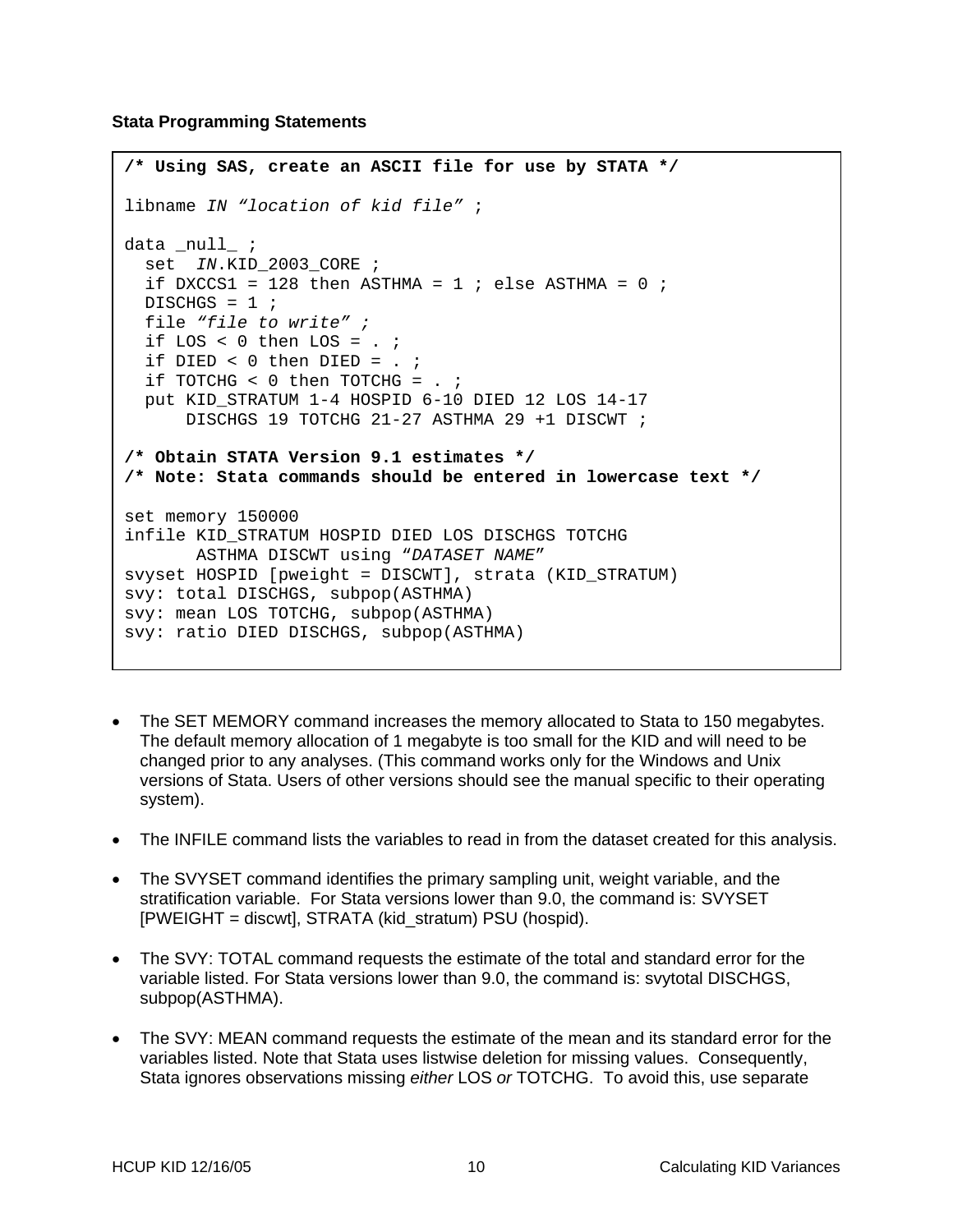**Stata Programming Statements**

```
/* Using SAS, create an ASCII file for use by STATA */

libname IN "location of kid file" ;

data _null_ ;
  set  IN.KID_2003_CORE ;
  if DXCCS1 = 128 then ASTHMA = 1 ; else ASTHMA = 0 ;
  DISCHGS = 1 ;
  file "file to write" ;
  if LOS < 0 then LOS = . ;
  if DIED < 0 then DIED = . ;
  if TOTCHG < 0 then TOTCHG = . ;
  put KID_STRATUM 1-4 HOSPID 6-10 DIED 12 LOS 14-17
      DISCHGS 19 TOTCHG 21-27 ASTHMA 29 +1 DISCWT ;

/* Obtain STATA Version 9.1 estimates */
/* Note: Stata commands should be entered in lowercase text */

set memory 150000
infile KID_STRATUM HOSPID DIED LOS DISCHGS TOTCHG
       ASTHMA DISCWT using "DATASET NAME"
svyset HOSPID [pweight = DISCWT], strata (KID_STRATUM)
svy: total DISCHGS, subpop(ASTHMA)
svy: mean LOS TOTCHG, subpop(ASTHMA)
svy: ratio DIED DISCHGS, subpop(ASTHMA)
```

- The SET MEMORY command increases the memory allocated to Stata to 150 megabytes. The default memory allocation of 1 megabyte is too small for the KID and will need to be changed prior to any analyses. (This command works only for the Windows and Unix versions of Stata. Users of other versions should see the manual specific to their operating system).

- The INFILE command lists the variables to read in from the dataset created for this analysis.

- The SVYSET command identifies the primary sampling unit, weight variable, and the stratification variable. For Stata versions lower than 9.0, the command is: SVYSET [PWEIGHT = discwt], STRATA (kid_stratum) PSU (hospid).

- The SVY: TOTAL command requests the estimate of the total and standard error for the variable listed. For Stata versions lower than 9.0, the command is: svytotal DISCHGS, subpop(ASTHMA).

- The SVY: MEAN command requests the estimate of the mean and its standard error for the variables listed. Note that Stata uses listwise deletion for missing values. Consequently, Stata ignores observations missing *either* LOS *or* TOTCHG. To avoid this, use separate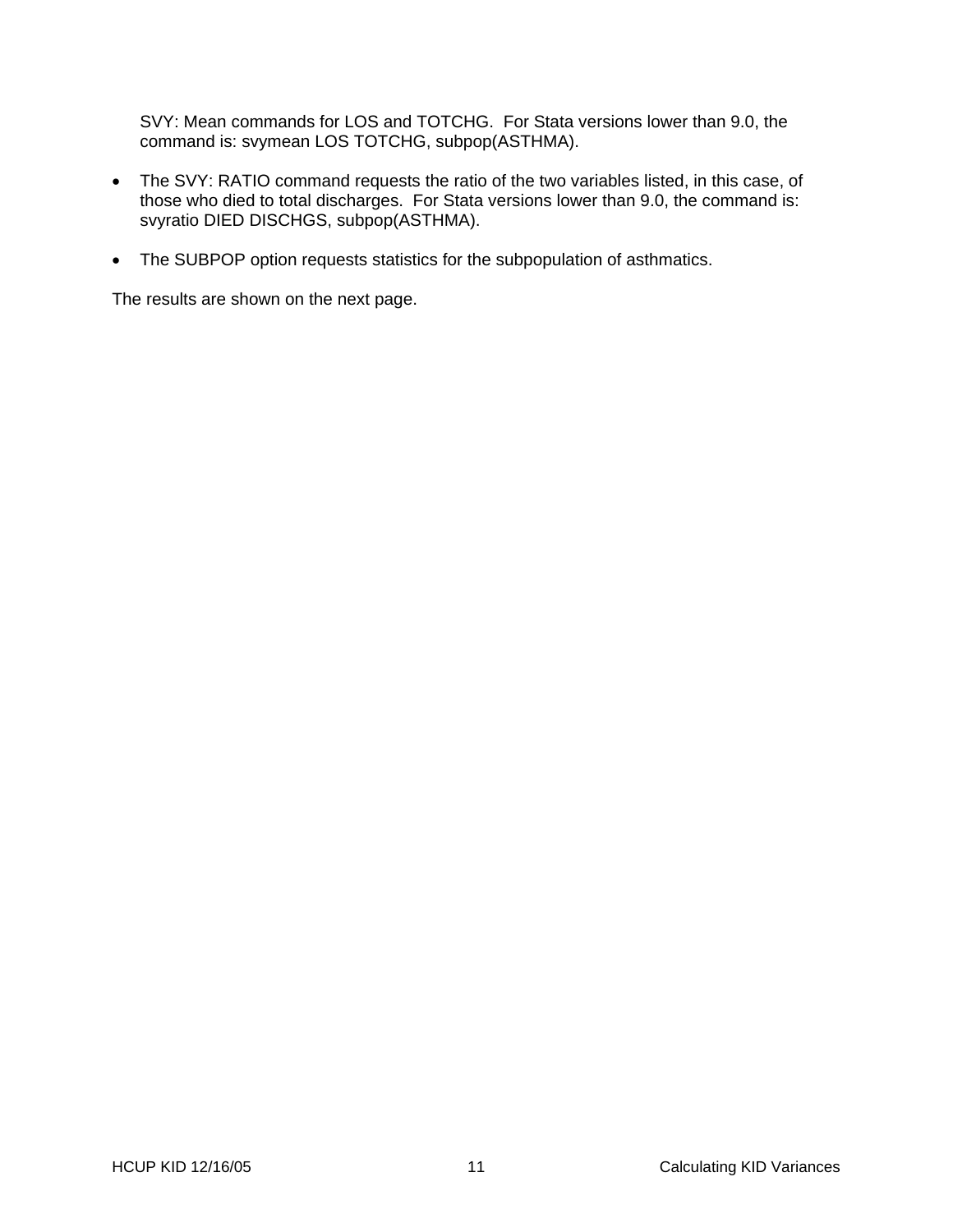SVY: Mean commands for LOS and TOTCHG.  For Stata versions lower than 9.0, the command is: svymean LOS TOTCHG, subpop(ASTHMA).

- The SVY: RATIO command requests the ratio of the two variables listed, in this case, of those who died to total discharges.  For Stata versions lower than 9.0, the command is: svyratio DIED DISCHGS, subpop(ASTHMA).

- The SUBPOP option requests statistics for the subpopulation of asthmatics.

The results are shown on the next page.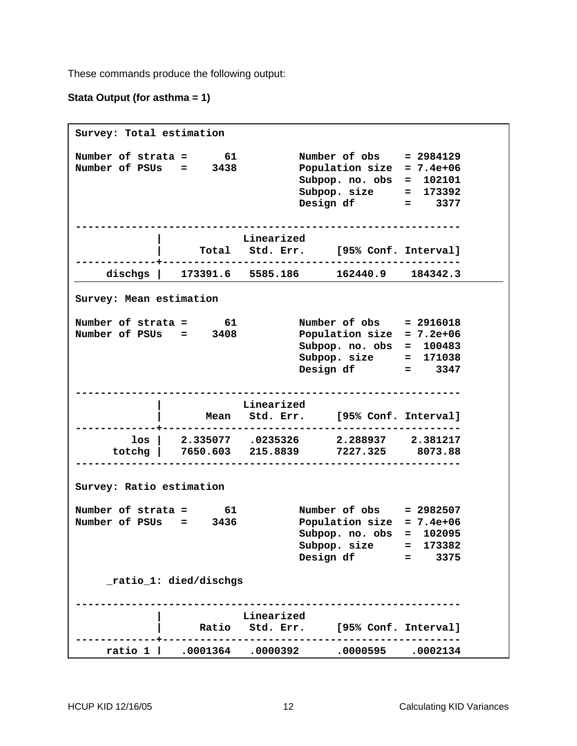These commands produce the following output:

**Stata Output (for asthma = 1)**

```
Survey: Total estimation

Number of strata =      61          Number of obs    = 2984129
Number of PSUs   =    3438          Population size  = 7.4e+06
                                    Subpop. no. obs  =  102101
                                    Subpop. size     =  173392
                                    Design df        =    3377

--------------------------------------------------------------
             |             Linearized
             |      Total   Std. Err.     [95% Conf. Interval]
-------------+------------------------------------------------
     dischgs |   173391.6   5585.186      162440.9    184342.3

Survey: Mean estimation

Number of strata =      61          Number of obs    = 2916018
Number of PSUs   =    3408          Population size  = 7.2e+06
                                    Subpop. no. obs  =  100483
                                    Subpop. size     =  171038
                                    Design df        =    3347

--------------------------------------------------------------
             |             Linearized
             |       Mean   Std. Err.     [95% Conf. Interval]
-------------+------------------------------------------------
         los |   2.335077   .0235326      2.288937    2.381217
      totchg |   7650.603   215.8839      7227.325     8073.88
--------------------------------------------------------------

Survey: Ratio estimation

Number of strata =      61          Number of obs    = 2982507
Number of PSUs   =    3436          Population size  = 7.4e+06
                                    Subpop. no. obs  =  102095
                                    Subpop. size     =  173382
                                    Design df        =    3375

     _ratio_1: died/dischgs

--------------------------------------------------------------
             |             Linearized
             |      Ratio   Std. Err.     [95% Conf. Interval]
-------------+------------------------------------------------
     ratio 1 |   .0001364   .0000392      .0000595    .0002134
```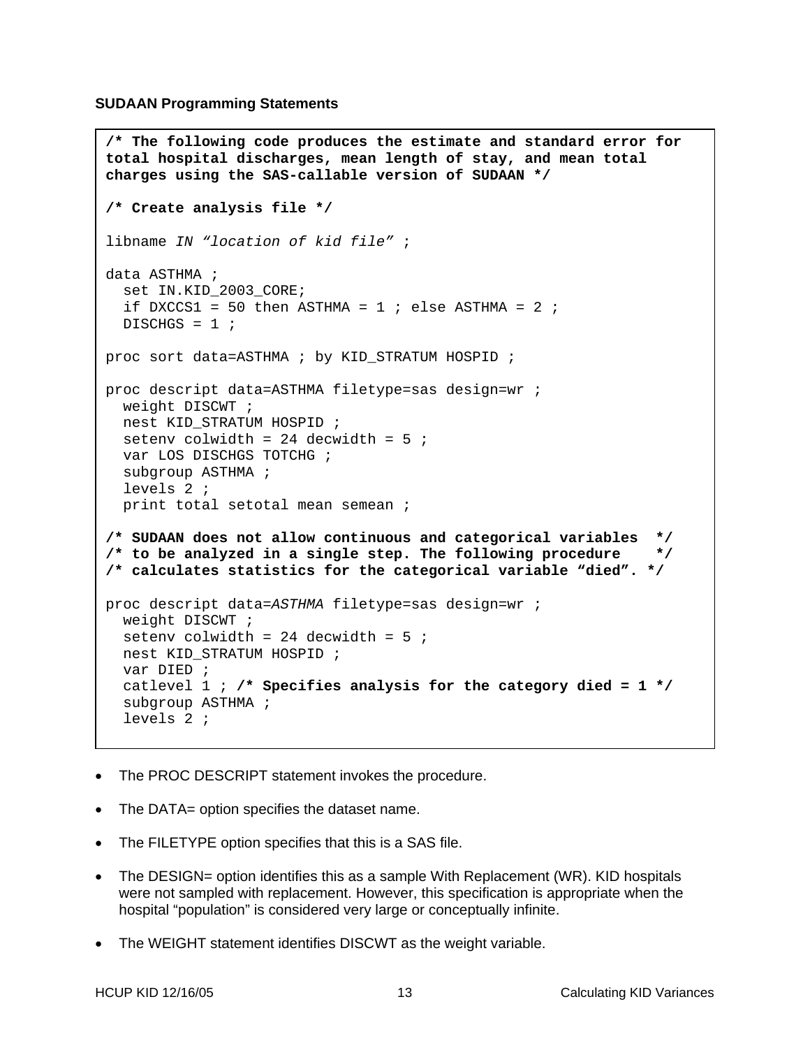**SUDAAN Programming Statements**

```
/* The following code produces the estimate and standard error for
total hospital discharges, mean length of stay, and mean total
charges using the SAS-callable version of SUDAAN */

/* Create analysis file */

libname IN "location of kid file" ;

data ASTHMA ;
  set IN.KID_2003_CORE;
  if DXCCS1 = 50 then ASTHMA = 1 ; else ASTHMA = 2 ;
  DISCHGS = 1 ;

proc sort data=ASTHMA ; by KID_STRATUM HOSPID ;

proc descript data=ASTHMA filetype=sas design=wr ;
  weight DISCWT ;
  nest KID_STRATUM HOSPID ;
  setenv colwidth = 24 decwidth = 5 ;
  var LOS DISCHGS TOTCHG ;
  subgroup ASTHMA ;
  levels 2 ;
  print total setotal mean semean ;

/* SUDAAN does not allow continuous and categorical variables  */
/* to be analyzed in a single step. The following procedure    */
/* calculates statistics for the categorical variable "died". */

proc descript data=ASTHMA filetype=sas design=wr ;
  weight DISCWT ;
  setenv colwidth = 24 decwidth = 5 ;
  nest KID_STRATUM HOSPID ;
  var DIED ;
  catlevel 1 ; /* Specifies analysis for the category died = 1 */
  subgroup ASTHMA ;
  levels 2 ;
```

- The PROC DESCRIPT statement invokes the procedure.
- The DATA= option specifies the dataset name.
- The FILETYPE option specifies that this is a SAS file.
- The DESIGN= option identifies this as a sample With Replacement (WR). KID hospitals were not sampled with replacement. However, this specification is appropriate when the hospital "population" is considered very large or conceptually infinite.
- The WEIGHT statement identifies DISCWT as the weight variable.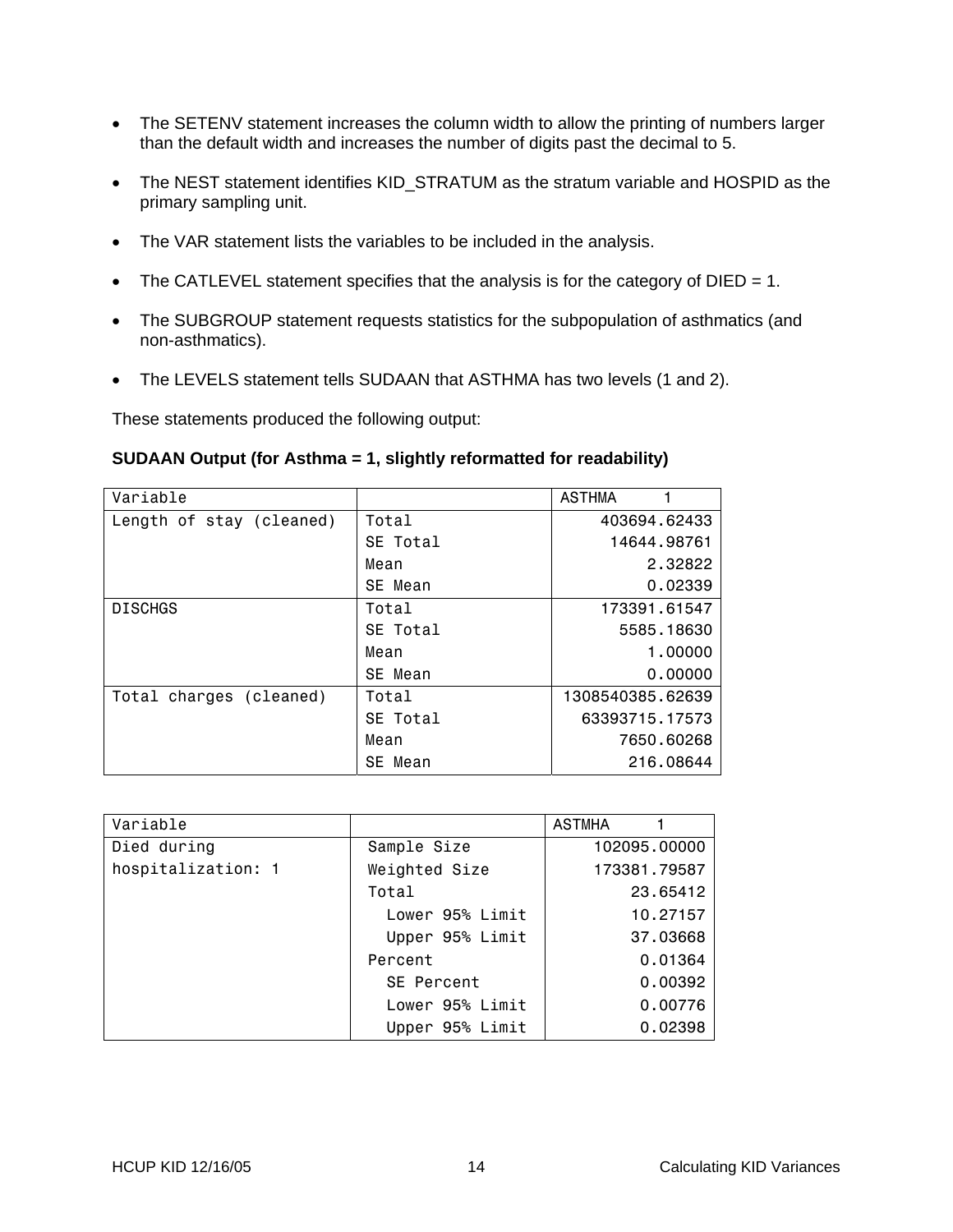- The SETENV statement increases the column width to allow the printing of numbers larger than the default width and increases the number of digits past the decimal to 5.
- The NEST statement identifies KID_STRATUM as the stratum variable and HOSPID as the primary sampling unit.
- The VAR statement lists the variables to be included in the analysis.
- The CATLEVEL statement specifies that the analysis is for the category of DIED = 1.
- The SUBGROUP statement requests statistics for the subpopulation of asthmatics (and non-asthmatics).
- The LEVELS statement tells SUDAAN that ASTHMA has two levels (1 and 2).

These statements produced the following output:

**SUDAAN Output (for Asthma = 1, slightly reformatted for readability)**

| Variable | | ASTHMA 1 |
|---|---|---|
| Length of stay (cleaned) | Total | 403694.62433 |
| | SE Total | 14644.98761 |
| | Mean | 2.32822 |
| | SE Mean | 0.02339 |
| DISCHGS | Total | 173391.61547 |
| | SE Total | 5585.18630 |
| | Mean | 1.00000 |
| | SE Mean | 0.00000 |
| Total charges (cleaned) | Total | 1308540385.62639 |
| | SE Total | 63393715.17573 |
| | Mean | 7650.60268 |
| | SE Mean | 216.08644 |

| Variable | | ASTMHA 1 |
|---|---|---|
| Died during hospitalization: 1 | Sample Size | 102095.00000 |
| | Weighted Size | 173381.79587 |
| | Total | 23.65412 |
| | Lower 95% Limit | 10.27157 |
| | Upper 95% Limit | 37.03668 |
| | Percent | 0.01364 |
| | SE Percent | 0.00392 |
| | Lower 95% Limit | 0.00776 |
| | Upper 95% Limit | 0.02398 |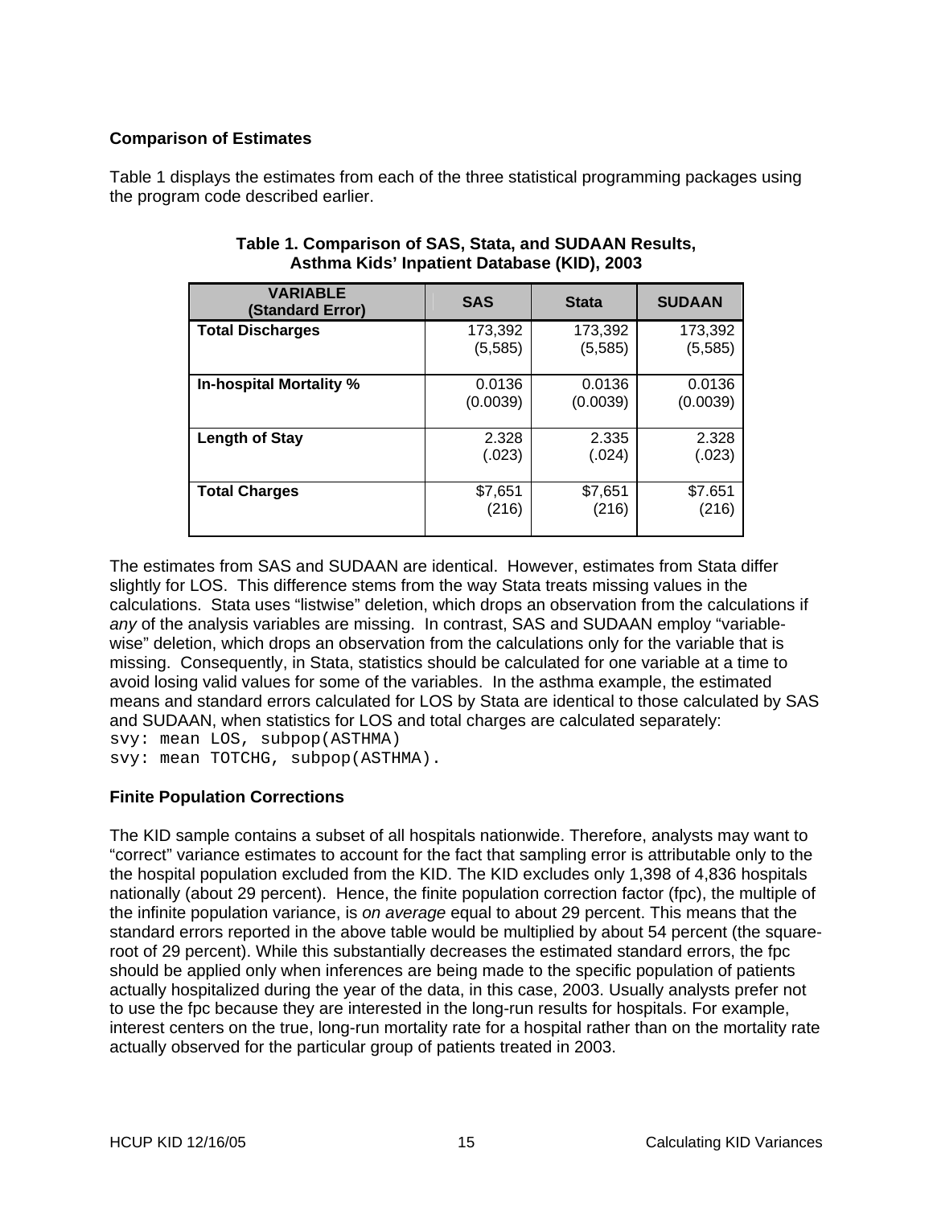### Comparison of Estimates

Table 1 displays the estimates from each of the three statistical programming packages using the program code described earlier.

**Table 1. Comparison of SAS, Stata, and SUDAAN Results, Asthma Kids' Inpatient Database (KID), 2003**

| VARIABLE (Standard Error) | SAS | Stata | SUDAAN |
|---|---|---|---|
| **Total Discharges** | 173,392 (5,585) | 173,392 (5,585) | 173,392 (5,585) |
| **In-hospital Mortality %** | 0.0136 (0.0039) | 0.0136 (0.0039) | 0.0136 (0.0039) |
| **Length of Stay** | 2.328 (.023) | 2.335 (.024) | 2.328 (.023) |
| **Total Charges** | $7,651 (216) | $7,651 (216) | $7.651 (216) |

The estimates from SAS and SUDAAN are identical. However, estimates from Stata differ slightly for LOS. This difference stems from the way Stata treats missing values in the calculations. Stata uses "listwise" deletion, which drops an observation from the calculations if *any* of the analysis variables are missing. In contrast, SAS and SUDAAN employ "variable-wise" deletion, which drops an observation from the calculations only for the variable that is missing. Consequently, in Stata, statistics should be calculated for one variable at a time to avoid losing valid values for some of the variables. In the asthma example, the estimated means and standard errors calculated for LOS by Stata are identical to those calculated by SAS and SUDAAN, when statistics for LOS and total charges are calculated separately:

```
svy: mean LOS, subpop(ASTHMA)
svy: mean TOTCHG, subpop(ASTHMA).
```

### Finite Population Corrections

The KID sample contains a subset of all hospitals nationwide. Therefore, analysts may want to "correct" variance estimates to account for the fact that sampling error is attributable only to the the hospital population excluded from the KID. The KID excludes only 1,398 of 4,836 hospitals nationally (about 29 percent). Hence, the finite population correction factor (fpc), the multiple of the infinite population variance, is *on average* equal to about 29 percent. This means that the standard errors reported in the above table would be multiplied by about 54 percent (the square-root of 29 percent). While this substantially decreases the estimated standard errors, the fpc should be applied only when inferences are being made to the specific population of patients actually hospitalized during the year of the data, in this case, 2003. Usually analysts prefer not to use the fpc because they are interested in the long-run results for hospitals. For example, interest centers on the true, long-run mortality rate for a hospital rather than on the mortality rate actually observed for the particular group of patients treated in 2003.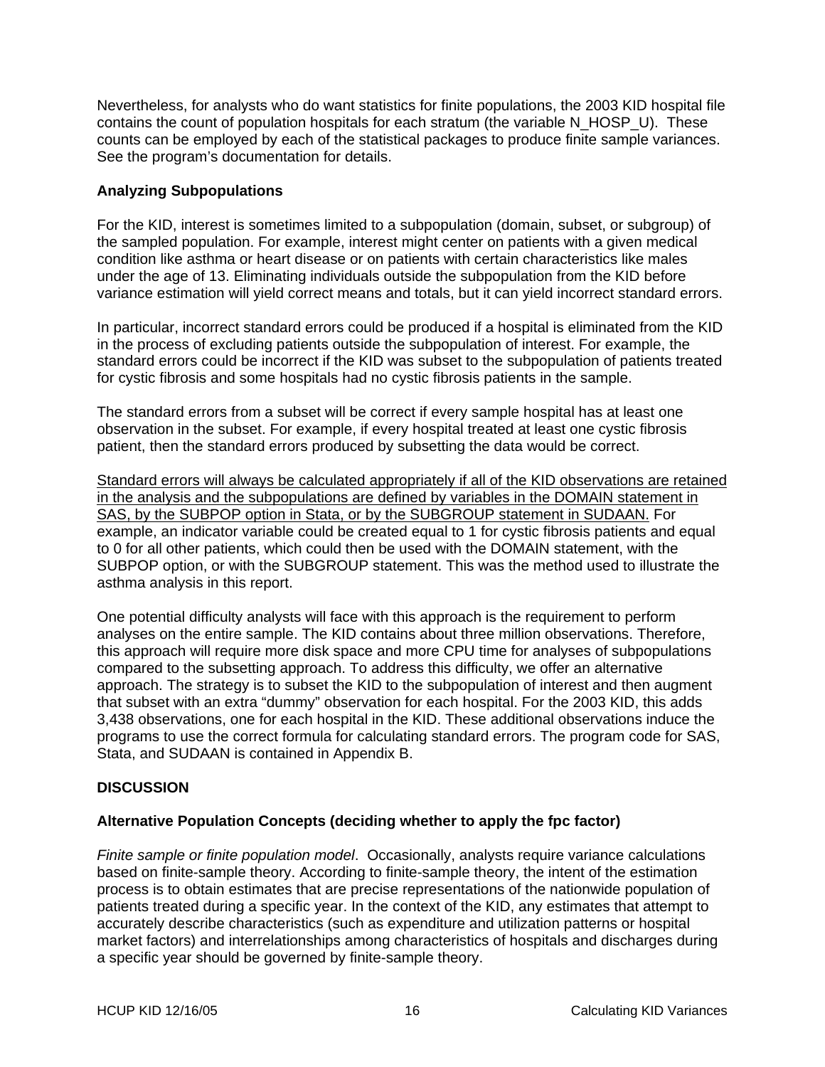Nevertheless, for analysts who do want statistics for finite populations, the 2003 KID hospital file contains the count of population hospitals for each stratum (the variable N_HOSP_U). These counts can be employed by each of the statistical packages to produce finite sample variances. See the program's documentation for details.

### Analyzing Subpopulations

For the KID, interest is sometimes limited to a subpopulation (domain, subset, or subgroup) of the sampled population. For example, interest might center on patients with a given medical condition like asthma or heart disease or on patients with certain characteristics like males under the age of 13. Eliminating individuals outside the subpopulation from the KID before variance estimation will yield correct means and totals, but it can yield incorrect standard errors.

In particular, incorrect standard errors could be produced if a hospital is eliminated from the KID in the process of excluding patients outside the subpopulation of interest. For example, the standard errors could be incorrect if the KID was subset to the subpopulation of patients treated for cystic fibrosis and some hospitals had no cystic fibrosis patients in the sample.

The standard errors from a subset will be correct if every sample hospital has at least one observation in the subset. For example, if every hospital treated at least one cystic fibrosis patient, then the standard errors produced by subsetting the data would be correct.

<u>Standard errors will always be calculated appropriately if all of the KID observations are retained in the analysis and the subpopulations are defined by variables in the DOMAIN statement in SAS, by the SUBPOP option in Stata, or by the SUBGROUP statement in SUDAAN.</u> For example, an indicator variable could be created equal to 1 for cystic fibrosis patients and equal to 0 for all other patients, which could then be used with the DOMAIN statement, with the SUBPOP option, or with the SUBGROUP statement. This was the method used to illustrate the asthma analysis in this report.

One potential difficulty analysts will face with this approach is the requirement to perform analyses on the entire sample. The KID contains about three million observations. Therefore, this approach will require more disk space and more CPU time for analyses of subpopulations compared to the subsetting approach. To address this difficulty, we offer an alternative approach. The strategy is to subset the KID to the subpopulation of interest and then augment that subset with an extra "dummy" observation for each hospital. For the 2003 KID, this adds 3,438 observations, one for each hospital in the KID. These additional observations induce the programs to use the correct formula for calculating standard errors. The program code for SAS, Stata, and SUDAAN is contained in Appendix B.

## DISCUSSION

### Alternative Population Concepts (deciding whether to apply the fpc factor)

*Finite sample or finite population model*. Occasionally, analysts require variance calculations based on finite-sample theory. According to finite-sample theory, the intent of the estimation process is to obtain estimates that are precise representations of the nationwide population of patients treated during a specific year. In the context of the KID, any estimates that attempt to accurately describe characteristics (such as expenditure and utilization patterns or hospital market factors) and interrelationships among characteristics of hospitals and discharges during a specific year should be governed by finite-sample theory.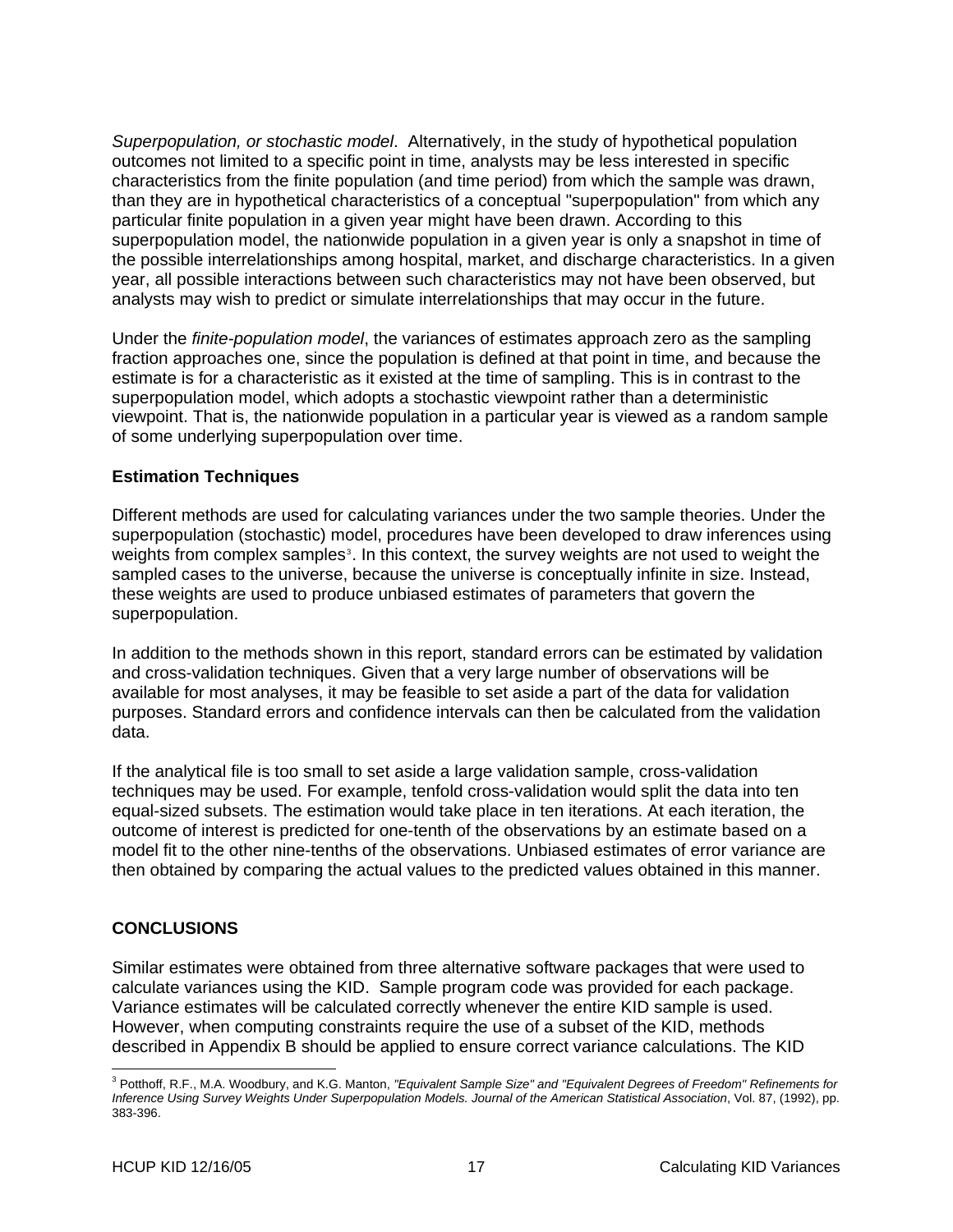*Superpopulation, or stochastic model*. Alternatively, in the study of hypothetical population outcomes not limited to a specific point in time, analysts may be less interested in specific characteristics from the finite population (and time period) from which the sample was drawn, than they are in hypothetical characteristics of a conceptual "superpopulation" from which any particular finite population in a given year might have been drawn. According to this superpopulation model, the nationwide population in a given year is only a snapshot in time of the possible interrelationships among hospital, market, and discharge characteristics. In a given year, all possible interactions between such characteristics may not have been observed, but analysts may wish to predict or simulate interrelationships that may occur in the future.

Under the *finite-population model*, the variances of estimates approach zero as the sampling fraction approaches one, since the population is defined at that point in time, and because the estimate is for a characteristic as it existed at the time of sampling. This is in contrast to the superpopulation model, which adopts a stochastic viewpoint rather than a deterministic viewpoint. That is, the nationwide population in a particular year is viewed as a random sample of some underlying superpopulation over time.

### Estimation Techniques

Different methods are used for calculating variances under the two sample theories. Under the superpopulation (stochastic) model, procedures have been developed to draw inferences using weights from complex samples[3]. In this context, the survey weights are not used to weight the sampled cases to the universe, because the universe is conceptually infinite in size. Instead, these weights are used to produce unbiased estimates of parameters that govern the superpopulation.

In addition to the methods shown in this report, standard errors can be estimated by validation and cross-validation techniques. Given that a very large number of observations will be available for most analyses, it may be feasible to set aside a part of the data for validation purposes. Standard errors and confidence intervals can then be calculated from the validation data.

If the analytical file is too small to set aside a large validation sample, cross-validation techniques may be used. For example, tenfold cross-validation would split the data into ten equal-sized subsets. The estimation would take place in ten iterations. At each iteration, the outcome of interest is predicted for one-tenth of the observations by an estimate based on a model fit to the other nine-tenths of the observations. Unbiased estimates of error variance are then obtained by comparing the actual values to the predicted values obtained in this manner.

## CONCLUSIONS

Similar estimates were obtained from three alternative software packages that were used to calculate variances using the KID. Sample program code was provided for each package. Variance estimates will be calculated correctly whenever the entire KID sample is used. However, when computing constraints require the use of a subset of the KID, methods described in Appendix B should be applied to ensure correct variance calculations. The KID

---

[3] Potthoff, R.F., M.A. Woodbury, and K.G. Manton, *"Equivalent Sample Size" and "Equivalent Degrees of Freedom" Refinements for Inference Using Survey Weights Under Superpopulation Models. Journal of the American Statistical Association*, Vol. 87, (1992), pp. 383-396.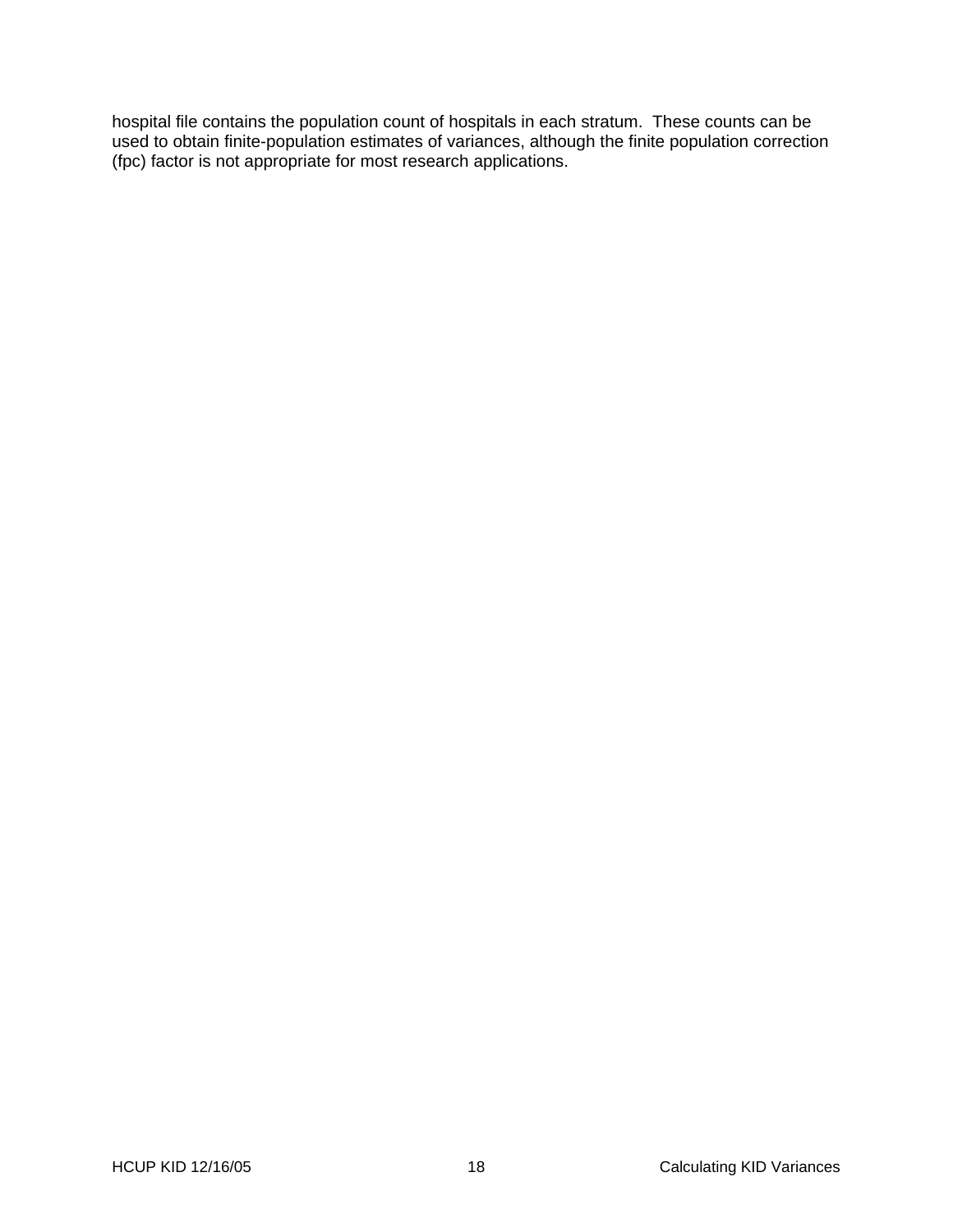hospital file contains the population count of hospitals in each stratum. These counts can be used to obtain finite-population estimates of variances, although the finite population correction (fpc) factor is not appropriate for most research applications.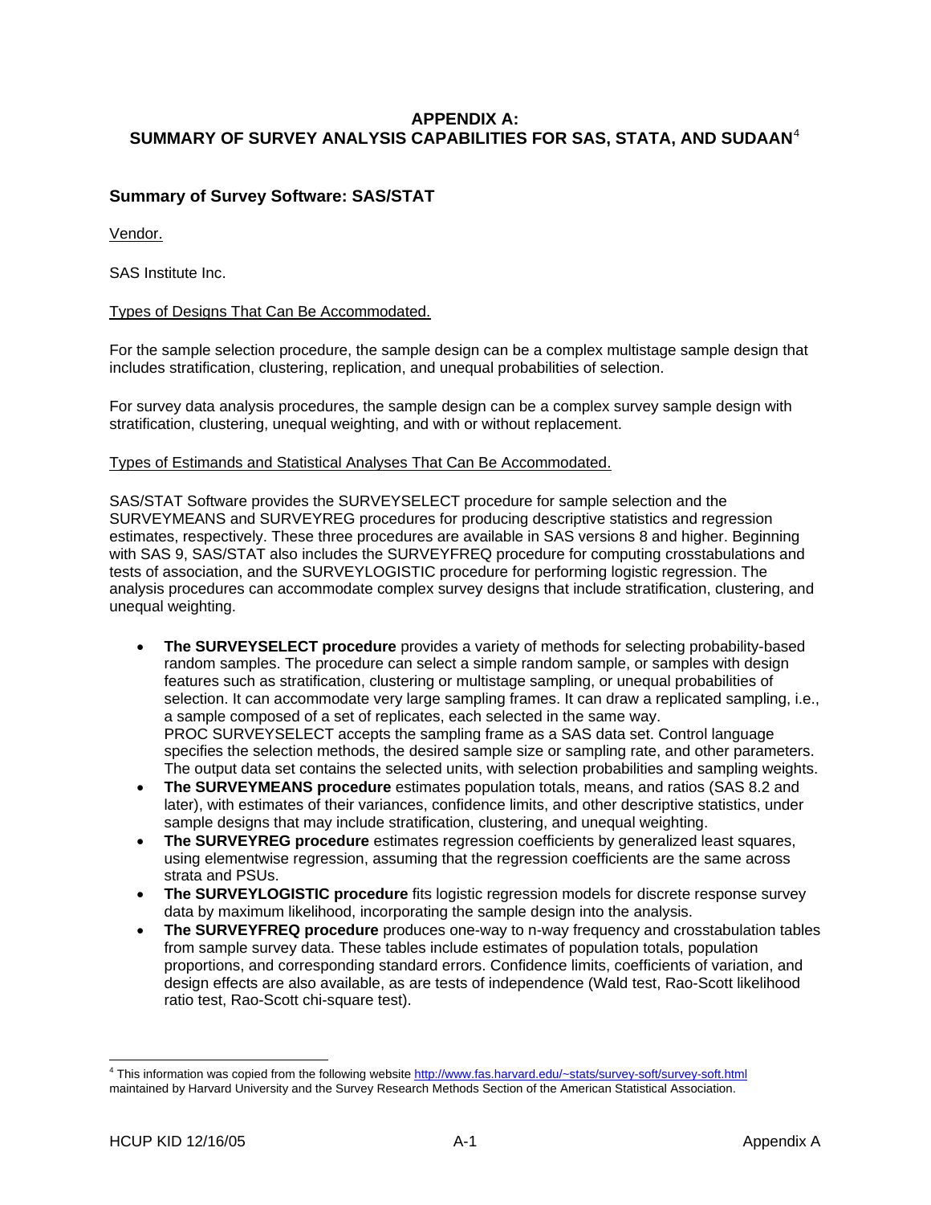# APPENDIX A: SUMMARY OF SURVEY ANALYSIS CAPABILITIES FOR SAS, STATA, AND SUDAAN[4]

## Summary of Survey Software: SAS/STAT

Vendor.

SAS Institute Inc.

Types of Designs That Can Be Accommodated.

For the sample selection procedure, the sample design can be a complex multistage sample design that includes stratification, clustering, replication, and unequal probabilities of selection.

For survey data analysis procedures, the sample design can be a complex survey sample design with stratification, clustering, unequal weighting, and with or without replacement.

Types of Estimands and Statistical Analyses That Can Be Accommodated.

SAS/STAT Software provides the SURVEYSELECT procedure for sample selection and the SURVEYMEANS and SURVEYREG procedures for producing descriptive statistics and regression estimates, respectively. These three procedures are available in SAS versions 8 and higher. Beginning with SAS 9, SAS/STAT also includes the SURVEYFREQ procedure for computing crosstabulations and tests of association, and the SURVEYLOGISTIC procedure for performing logistic regression. The analysis procedures can accommodate complex survey designs that include stratification, clustering, and unequal weighting.

- **The SURVEYSELECT procedure** provides a variety of methods for selecting probability-based random samples. The procedure can select a simple random sample, or samples with design features such as stratification, clustering or multistage sampling, or unequal probabilities of selection. It can accommodate very large sampling frames. It can draw a replicated sampling, i.e., a sample composed of a set of replicates, each selected in the same way.
  PROC SURVEYSELECT accepts the sampling frame as a SAS data set. Control language specifies the selection methods, the desired sample size or sampling rate, and other parameters. The output data set contains the selected units, with selection probabilities and sampling weights.
- **The SURVEYMEANS procedure** estimates population totals, means, and ratios (SAS 8.2 and later), with estimates of their variances, confidence limits, and other descriptive statistics, under sample designs that may include stratification, clustering, and unequal weighting.
- **The SURVEYREG procedure** estimates regression coefficients by generalized least squares, using elementwise regression, assuming that the regression coefficients are the same across strata and PSUs.
- **The SURVEYLOGISTIC procedure** fits logistic regression models for discrete response survey data by maximum likelihood, incorporating the sample design into the analysis.
- **The SURVEYFREQ procedure** produces one-way to n-way frequency and crosstabulation tables from sample survey data. These tables include estimates of population totals, population proportions, and corresponding standard errors. Confidence limits, coefficients of variation, and design effects are also available, as are tests of independence (Wald test, Rao-Scott likelihood ratio test, Rao-Scott chi-square test).

---

[4] This information was copied from the following website http://www.fas.harvard.edu/~stats/survey-soft/survey-soft.html maintained by Harvard University and the Survey Research Methods Section of the American Statistical Association.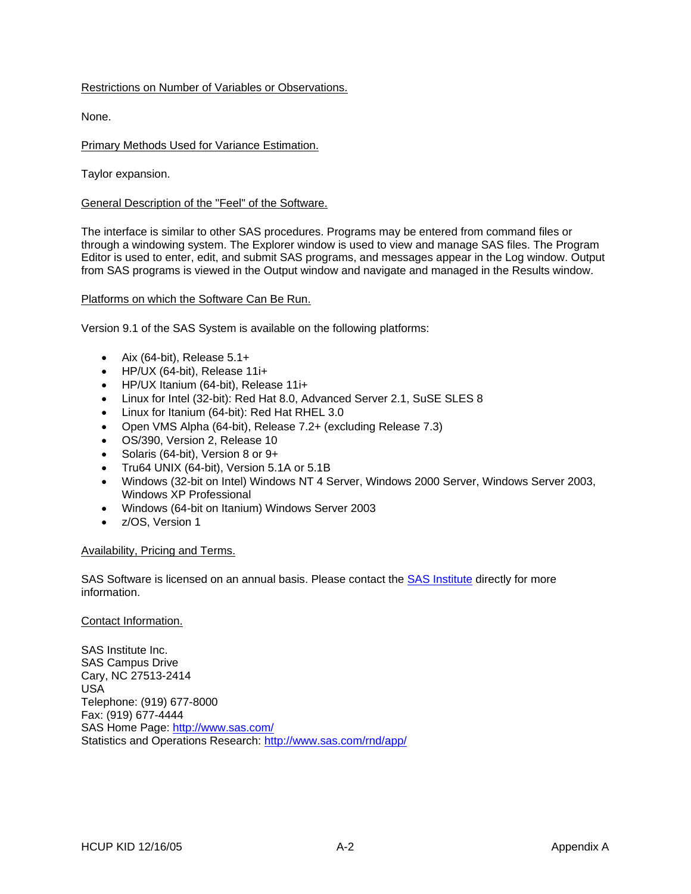Restrictions on Number of Variables or Observations.

None.

Primary Methods Used for Variance Estimation.

Taylor expansion.

General Description of the "Feel" of the Software.

The interface is similar to other SAS procedures. Programs may be entered from command files or through a windowing system. The Explorer window is used to view and manage SAS files. The Program Editor is used to enter, edit, and submit SAS programs, and messages appear in the Log window. Output from SAS programs is viewed in the Output window and navigate and managed in the Results window.

Platforms on which the Software Can Be Run.

Version 9.1 of the SAS System is available on the following platforms:

- Aix (64-bit), Release 5.1+
- HP/UX (64-bit), Release 11i+
- HP/UX Itanium (64-bit), Release 11i+
- Linux for Intel (32-bit): Red Hat 8.0, Advanced Server 2.1, SuSE SLES 8
- Linux for Itanium (64-bit): Red Hat RHEL 3.0
- Open VMS Alpha (64-bit), Release 7.2+ (excluding Release 7.3)
- OS/390, Version 2, Release 10
- Solaris (64-bit), Version 8 or 9+
- Tru64 UNIX (64-bit), Version 5.1A or 5.1B
- Windows (32-bit on Intel) Windows NT 4 Server, Windows 2000 Server, Windows Server 2003, Windows XP Professional
- Windows (64-bit on Itanium) Windows Server 2003
- z/OS, Version 1

Availability, Pricing and Terms.

SAS Software is licensed on an annual basis. Please contact the [SAS Institute](http://www.sas.com/) directly for more information.

Contact Information.

SAS Institute Inc.
SAS Campus Drive
Cary, NC 27513-2414
USA
Telephone: (919) 677-8000
Fax: (919) 677-4444
SAS Home Page: [http://www.sas.com/](http://www.sas.com/)
Statistics and Operations Research: [http://www.sas.com/rnd/app/](http://www.sas.com/rnd/app/)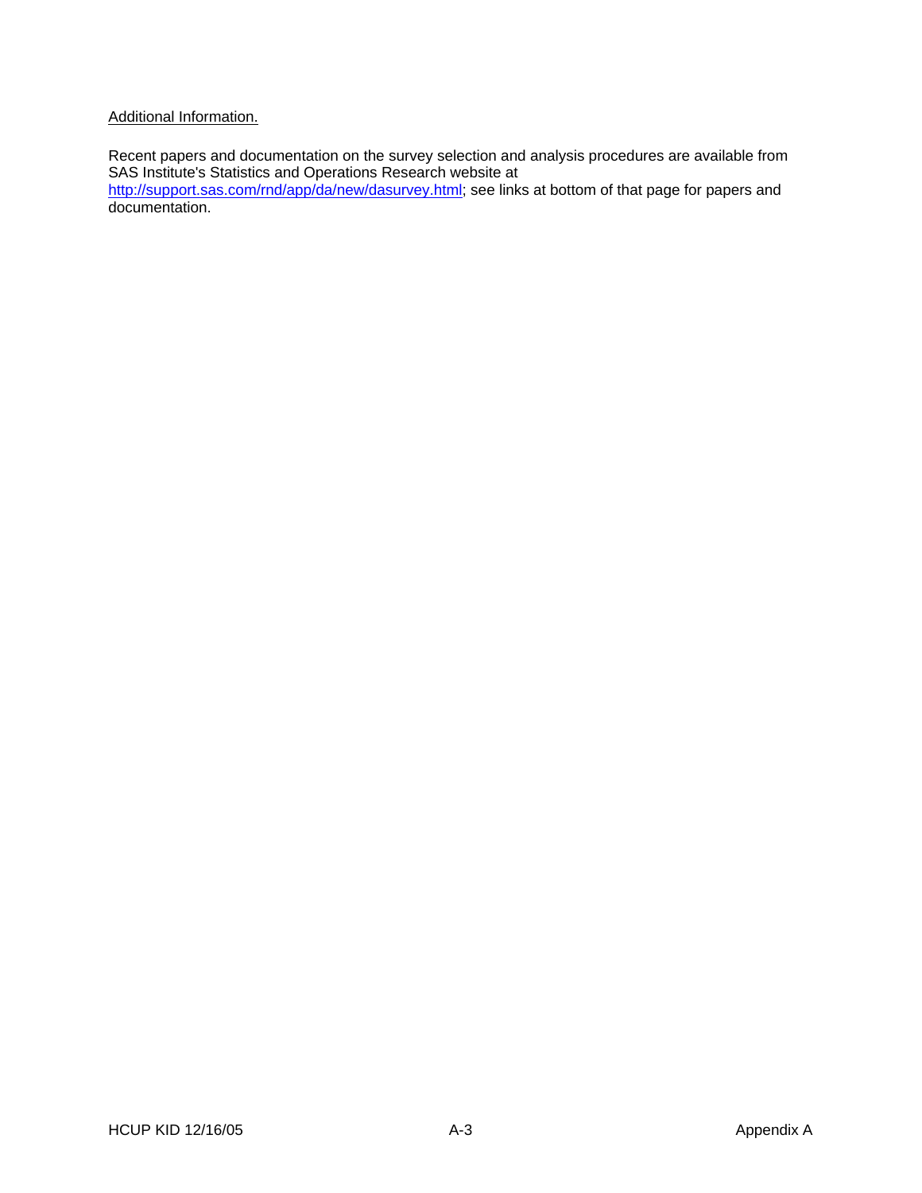<u>Additional Information.</u>

Recent papers and documentation on the survey selection and analysis procedures are available from SAS Institute's Statistics and Operations Research website at [http://support.sas.com/rnd/app/da/new/dasurvey.html](http://support.sas.com/rnd/app/da/new/dasurvey.html); see links at bottom of that page for papers and documentation.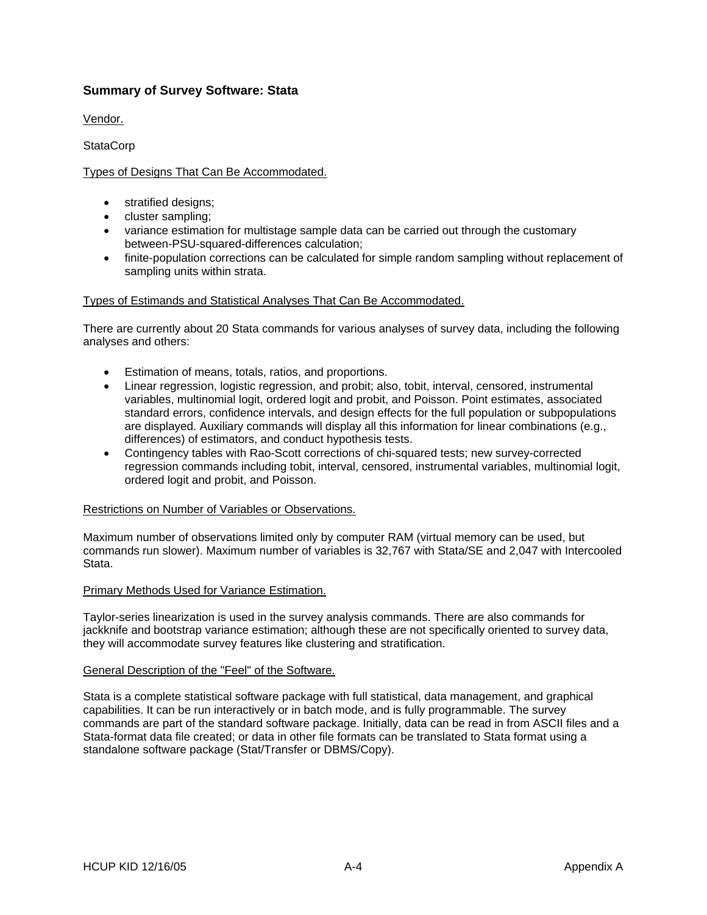## Summary of Survey Software: Stata

Vendor.

StataCorp

Types of Designs That Can Be Accommodated.

- stratified designs;
- cluster sampling;
- variance estimation for multistage sample data can be carried out through the customary between-PSU-squared-differences calculation;
- finite-population corrections can be calculated for simple random sampling without replacement of sampling units within strata.

Types of Estimands and Statistical Analyses That Can Be Accommodated.

There are currently about 20 Stata commands for various analyses of survey data, including the following analyses and others:

- Estimation of means, totals, ratios, and proportions.
- Linear regression, logistic regression, and probit; also, tobit, interval, censored, instrumental variables, multinomial logit, ordered logit and probit, and Poisson. Point estimates, associated standard errors, confidence intervals, and design effects for the full population or subpopulations are displayed. Auxiliary commands will display all this information for linear combinations (e.g., differences) of estimators, and conduct hypothesis tests.
- Contingency tables with Rao-Scott corrections of chi-squared tests; new survey-corrected regression commands including tobit, interval, censored, instrumental variables, multinomial logit, ordered logit and probit, and Poisson.

Restrictions on Number of Variables or Observations.

Maximum number of observations limited only by computer RAM (virtual memory can be used, but commands run slower). Maximum number of variables is 32,767 with Stata/SE and 2,047 with Intercooled Stata.

Primary Methods Used for Variance Estimation.

Taylor-series linearization is used in the survey analysis commands. There are also commands for jackknife and bootstrap variance estimation; although these are not specifically oriented to survey data, they will accommodate survey features like clustering and stratification.

General Description of the "Feel" of the Software.

Stata is a complete statistical software package with full statistical, data management, and graphical capabilities. It can be run interactively or in batch mode, and is fully programmable. The survey commands are part of the standard software package. Initially, data can be read in from ASCII files and a Stata-format data file created; or data in other file formats can be translated to Stata format using a standalone software package (Stat/Transfer or DBMS/Copy).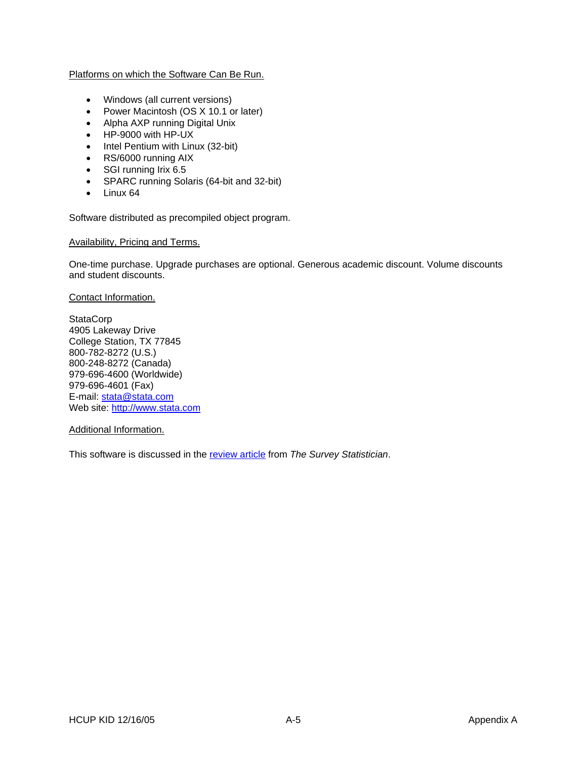Platforms on which the Software Can Be Run.

- Windows (all current versions)
- Power Macintosh (OS X 10.1 or later)
- Alpha AXP running Digital Unix
- HP-9000 with HP-UX
- Intel Pentium with Linux (32-bit)
- RS/6000 running AIX
- SGI running Irix 6.5
- SPARC running Solaris (64-bit and 32-bit)
- Linux 64

Software distributed as precompiled object program.

Availability, Pricing and Terms.

One-time purchase. Upgrade purchases are optional. Generous academic discount. Volume discounts and student discounts.

Contact Information.

StataCorp
4905 Lakeway Drive
College Station, TX 77845
800-782-8272 (U.S.)
800-248-8272 (Canada)
979-696-4600 (Worldwide)
979-696-4601 (Fax)
E-mail: stata@stata.com
Web site: http://www.stata.com

Additional Information.

This software is discussed in the review article from *The Survey Statistician*.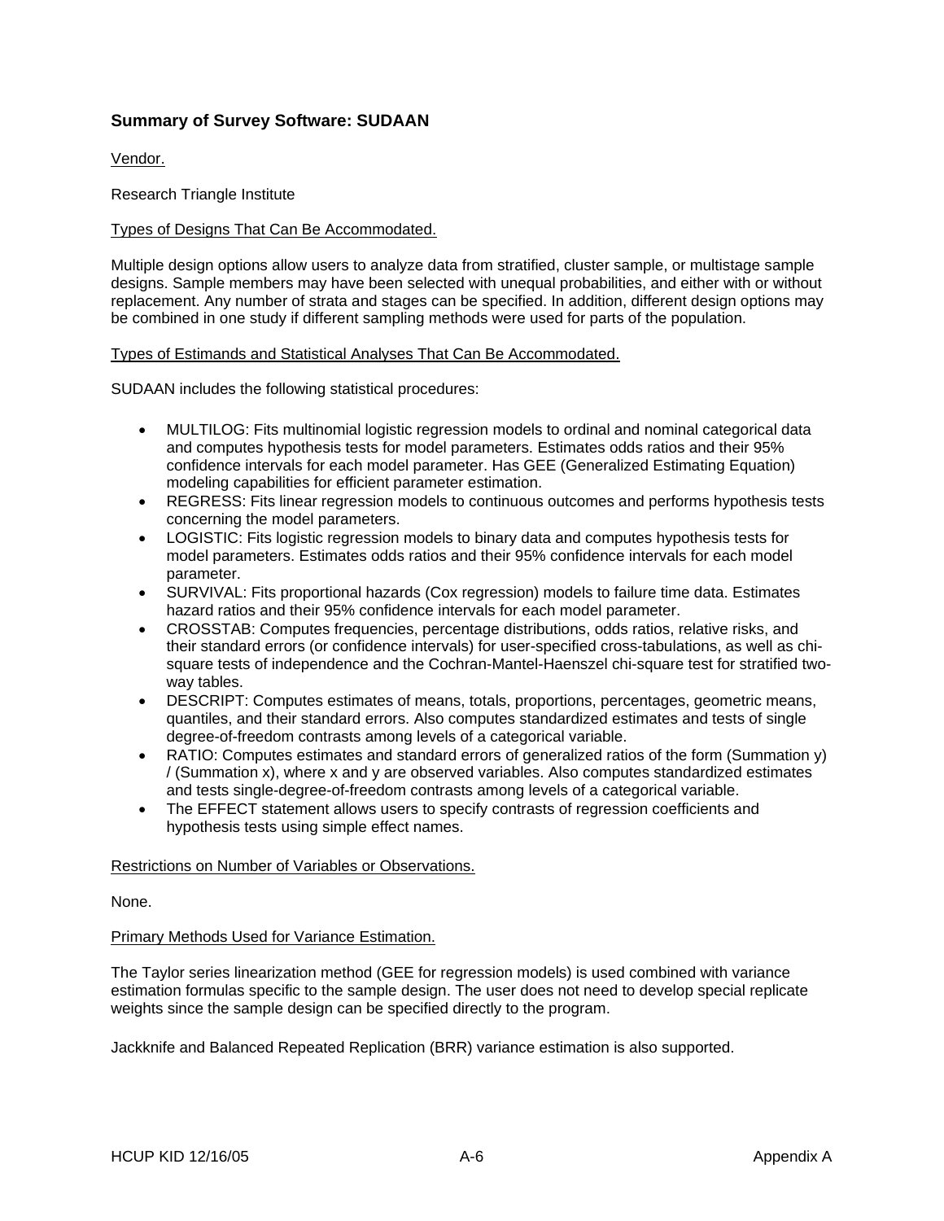## Summary of Survey Software: SUDAAN

Vendor.

Research Triangle Institute

Types of Designs That Can Be Accommodated.

Multiple design options allow users to analyze data from stratified, cluster sample, or multistage sample designs. Sample members may have been selected with unequal probabilities, and either with or without replacement. Any number of strata and stages can be specified. In addition, different design options may be combined in one study if different sampling methods were used for parts of the population.

Types of Estimands and Statistical Analyses That Can Be Accommodated.

SUDAAN includes the following statistical procedures:

- MULTILOG: Fits multinomial logistic regression models to ordinal and nominal categorical data and computes hypothesis tests for model parameters. Estimates odds ratios and their 95% confidence intervals for each model parameter. Has GEE (Generalized Estimating Equation) modeling capabilities for efficient parameter estimation.
- REGRESS: Fits linear regression models to continuous outcomes and performs hypothesis tests concerning the model parameters.
- LOGISTIC: Fits logistic regression models to binary data and computes hypothesis tests for model parameters. Estimates odds ratios and their 95% confidence intervals for each model parameter.
- SURVIVAL: Fits proportional hazards (Cox regression) models to failure time data. Estimates hazard ratios and their 95% confidence intervals for each model parameter.
- CROSSTAB: Computes frequencies, percentage distributions, odds ratios, relative risks, and their standard errors (or confidence intervals) for user-specified cross-tabulations, as well as chi-square tests of independence and the Cochran-Mantel-Haenszel chi-square test for stratified two-way tables.
- DESCRIPT: Computes estimates of means, totals, proportions, percentages, geometric means, quantiles, and their standard errors. Also computes standardized estimates and tests of single degree-of-freedom contrasts among levels of a categorical variable.
- RATIO: Computes estimates and standard errors of generalized ratios of the form (Summation y) / (Summation x), where x and y are observed variables. Also computes standardized estimates and tests single-degree-of-freedom contrasts among levels of a categorical variable.
- The EFFECT statement allows users to specify contrasts of regression coefficients and hypothesis tests using simple effect names.

Restrictions on Number of Variables or Observations.

None.

Primary Methods Used for Variance Estimation.

The Taylor series linearization method (GEE for regression models) is used combined with variance estimation formulas specific to the sample design. The user does not need to develop special replicate weights since the sample design can be specified directly to the program.

Jackknife and Balanced Repeated Replication (BRR) variance estimation is also supported.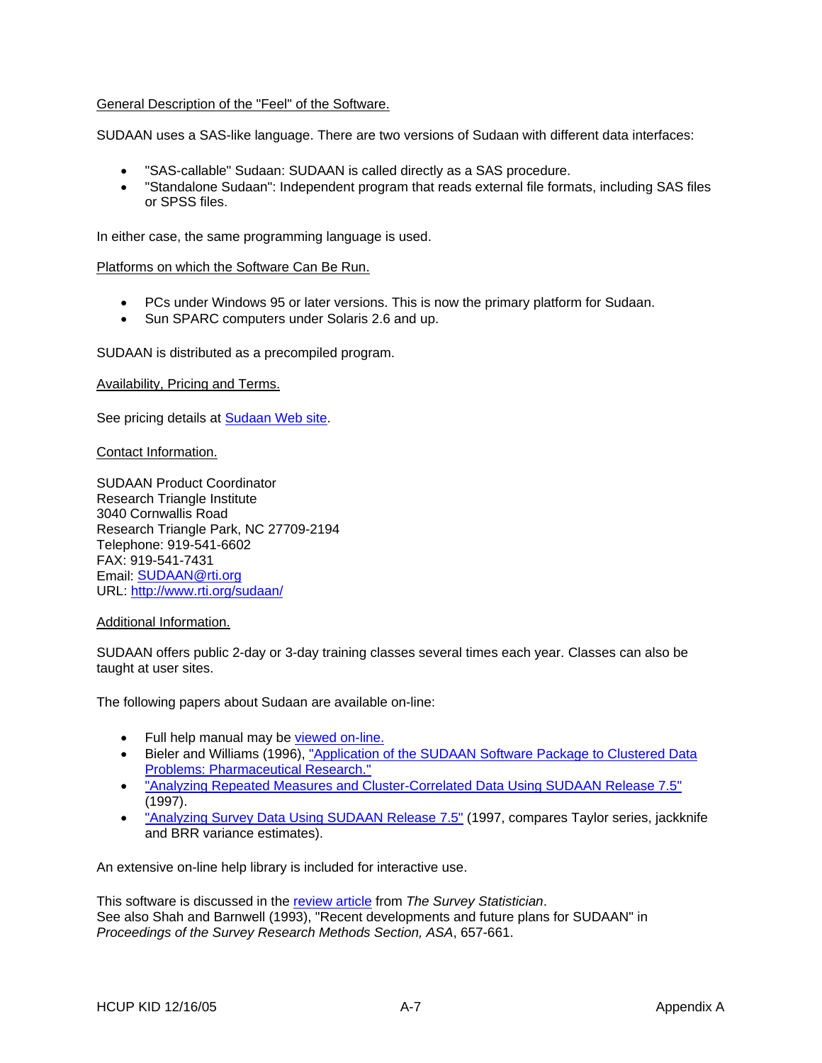General Description of the "Feel" of the Software.

SUDAAN uses a SAS-like language. There are two versions of Sudaan with different data interfaces:

- "SAS-callable" Sudaan: SUDAAN is called directly as a SAS procedure.
- "Standalone Sudaan": Independent program that reads external file formats, including SAS files or SPSS files.

In either case, the same programming language is used.

Platforms on which the Software Can Be Run.

- PCs under Windows 95 or later versions. This is now the primary platform for Sudaan.
- Sun SPARC computers under Solaris 2.6 and up.

SUDAAN is distributed as a precompiled program.

Availability, Pricing and Terms.

See pricing details at Sudaan Web site.

Contact Information.

SUDAAN Product Coordinator
Research Triangle Institute
3040 Cornwallis Road
Research Triangle Park, NC 27709-2194
Telephone: 919-541-6602
FAX: 919-541-7431
Email: SUDAAN@rti.org
URL: http://www.rti.org/sudaan/

Additional Information.

SUDAAN offers public 2-day or 3-day training classes several times each year. Classes can also be taught at user sites.

The following papers about Sudaan are available on-line:

- Full help manual may be viewed on-line.
- Bieler and Williams (1996), "Application of the SUDAAN Software Package to Clustered Data Problems: Pharmaceutical Research."
- "Analyzing Repeated Measures and Cluster-Correlated Data Using SUDAAN Release 7.5" (1997).
- "Analyzing Survey Data Using SUDAAN Release 7.5" (1997, compares Taylor series, jackknife and BRR variance estimates).

An extensive on-line help library is included for interactive use.

This software is discussed in the review article from *The Survey Statistician*.
See also Shah and Barnwell (1993), "Recent developments and future plans for SUDAAN" in *Proceedings of the Survey Research Methods Section, ASA*, 657-661.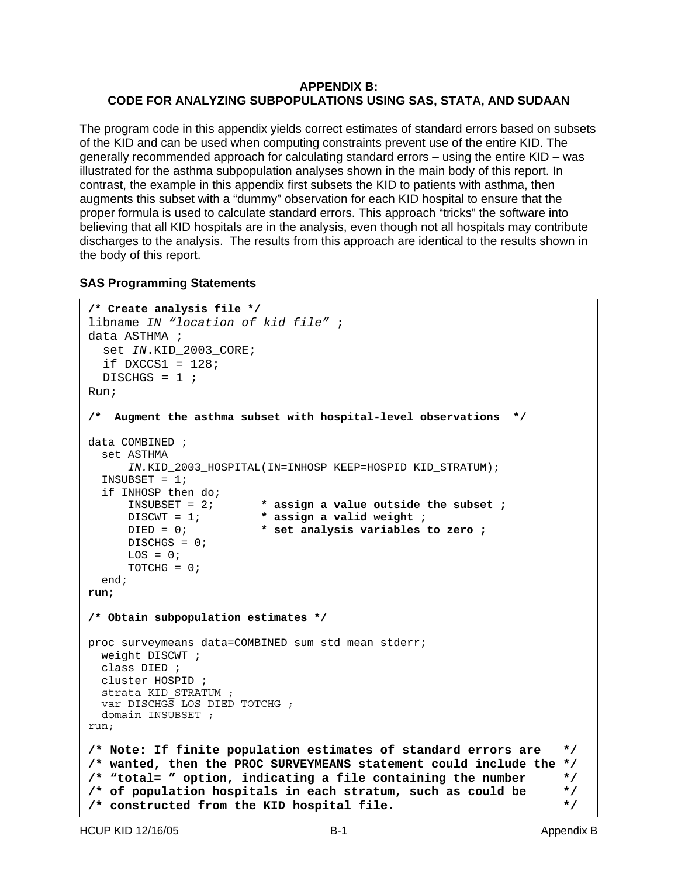# APPENDIX B: CODE FOR ANALYZING SUBPOPULATIONS USING SAS, STATA, AND SUDAAN

The program code in this appendix yields correct estimates of standard errors based on subsets of the KID and can be used when computing constraints prevent use of the entire KID. The generally recommended approach for calculating standard errors – using the entire KID – was illustrated for the asthma subpopulation analyses shown in the main body of this report. In contrast, the example in this appendix first subsets the KID to patients with asthma, then augments this subset with a "dummy" observation for each KID hospital to ensure that the proper formula is used to calculate standard errors. This approach "tricks" the software into believing that all KID hospitals are in the analysis, even though not all hospitals may contribute discharges to the analysis. The results from this approach are identical to the results shown in the body of this report.

### SAS Programming Statements

```
/* Create analysis file */
libname IN "location of kid file" ;
data ASTHMA ;
  set IN.KID_2003_CORE;
  if DXCCS1 = 128;
  DISCHGS = 1 ;
Run;

/*  Augment the asthma subset with hospital-level observations  */

data COMBINED ;
  set ASTHMA
      IN.KID_2003_HOSPITAL(IN=INHOSP KEEP=HOSPID KID_STRATUM);
  INSUBSET = 1;
  if INHOSP then do;
      INSUBSET = 2;       * assign a value outside the subset ;
      DISCWT = 1;         * assign a valid weight ;
      DIED = 0;           * set analysis variables to zero ;
      DISCHGS = 0;
      LOS = 0;
      TOTCHG = 0;
  end;
run;

/* Obtain subpopulation estimates */

proc surveymeans data=COMBINED sum std mean stderr;
  weight DISCWT ;
  class DIED ;
  cluster HOSPID ;
  strata KID_STRATUM ;
  var DISCHGS LOS DIED TOTCHG ;
  domain INSUBSET ;
run;

/* Note: If finite population estimates of standard errors are   */
/* wanted, then the PROC SURVEYMEANS statement could include the */
/* "total= " option, indicating a file containing the number     */
/* of population hospitals in each stratum, such as could be     */
/* constructed from the KID hospital file.                       */
```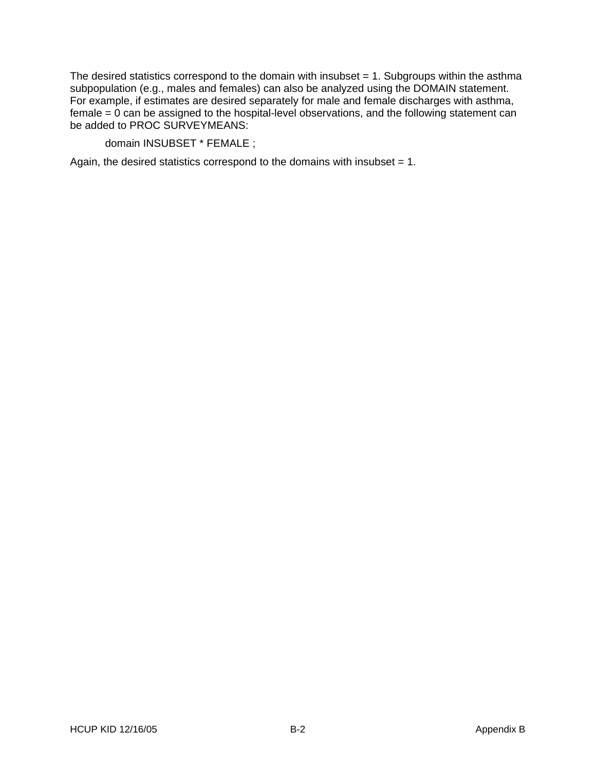The desired statistics correspond to the domain with insubset = 1. Subgroups within the asthma subpopulation (e.g., males and females) can also be analyzed using the DOMAIN statement. For example, if estimates are desired separately for male and female discharges with asthma, female = 0 can be assigned to the hospital-level observations, and the following statement can be added to PROC SURVEYMEANS:

```
domain INSUBSET * FEMALE ;
```

Again, the desired statistics correspond to the domains with insubset = 1.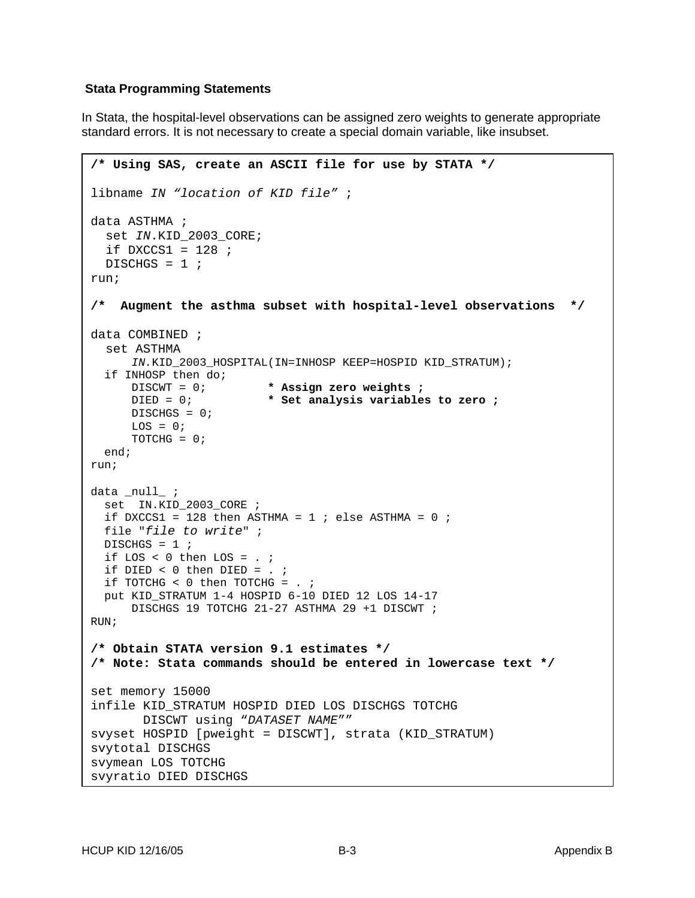### Stata Programming Statements

In Stata, the hospital-level observations can be assigned zero weights to generate appropriate standard errors. It is not necessary to create a special domain variable, like insubset.

```
/* Using SAS, create an ASCII file for use by STATA */

libname IN "location of KID file" ;

data ASTHMA ;
  set IN.KID_2003_CORE;
  if DXCCS1 = 128 ;
  DISCHGS = 1 ;
run;

/*  Augment the asthma subset with hospital-level observations  */

data COMBINED ;
  set ASTHMA
      IN.KID_2003_HOSPITAL(IN=INHOSP KEEP=HOSPID KID_STRATUM);
  if INHOSP then do;
      DISCWT = 0;         * Assign zero weights ;
      DIED = 0;           * Set analysis variables to zero ;
      DISCHGS = 0;
      LOS = 0;
      TOTCHG = 0;
  end;
run;

data _null_ ;
  set  IN.KID_2003_CORE ;
  if DXCCS1 = 128 then ASTHMA = 1 ; else ASTHMA = 0 ;
  file "file to write" ;
  DISCHGS = 1 ;
  if LOS < 0 then LOS = . ;
  if DIED < 0 then DIED = . ;
  if TOTCHG < 0 then TOTCHG = . ;
  put KID_STRATUM 1-4 HOSPID 6-10 DIED 12 LOS 14-17
      DISCHGS 19 TOTCHG 21-27 ASTHMA 29 +1 DISCWT ;
RUN;

/* Obtain STATA version 9.1 estimates */
/* Note: Stata commands should be entered in lowercase text */

set memory 15000
infile KID_STRATUM HOSPID DIED LOS DISCHGS TOTCHG
       DISCWT using "DATASET NAME""
svyset HOSPID [pweight = DISCWT], strata (KID_STRATUM)
svytotal DISCHGS
svymean LOS TOTCHG
svyratio DIED DISCHGS
```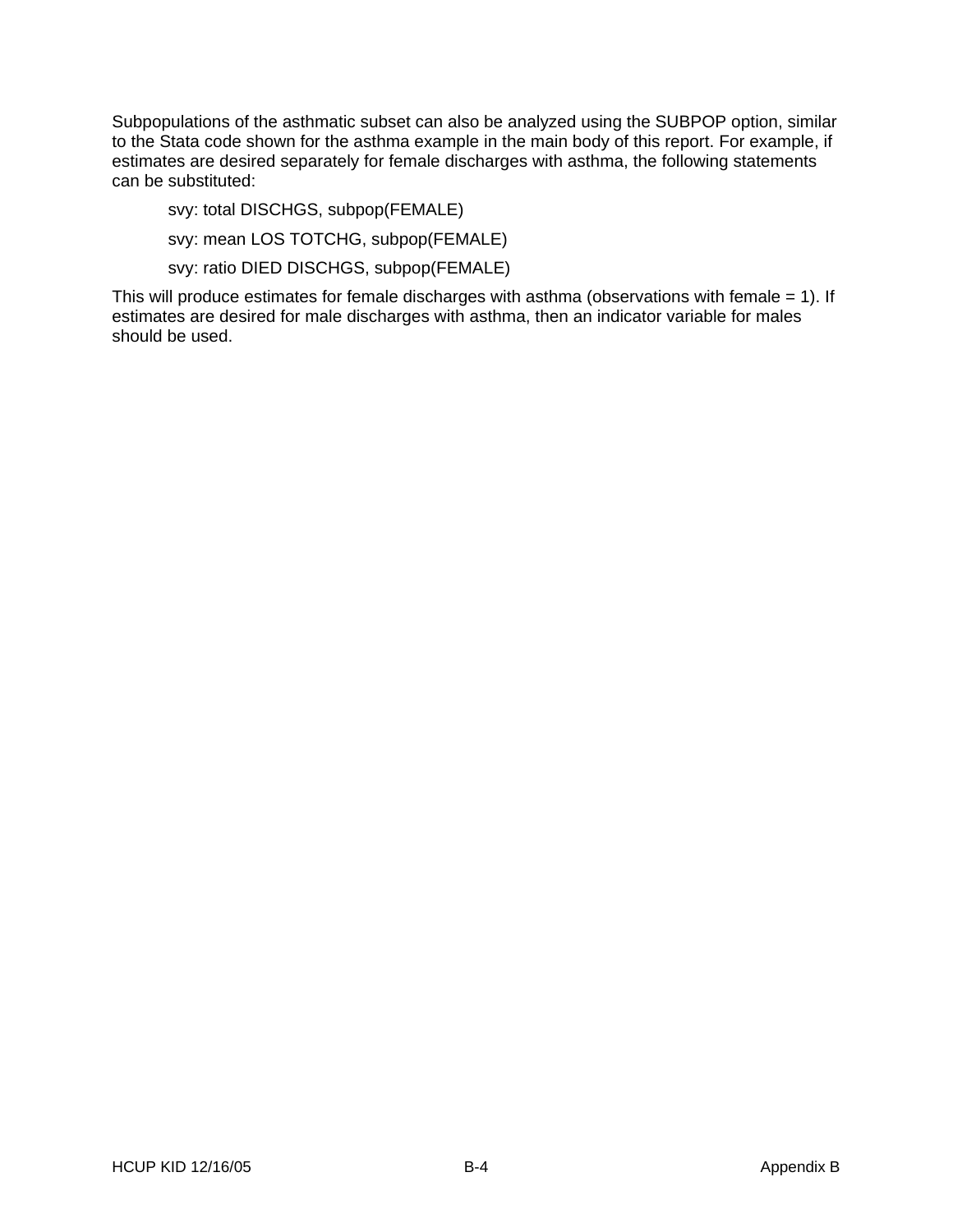Subpopulations of the asthmatic subset can also be analyzed using the SUBPOP option, similar to the Stata code shown for the asthma example in the main body of this report. For example, if estimates are desired separately for female discharges with asthma, the following statements can be substituted:

```
svy: total DISCHGS, subpop(FEMALE)
svy: mean LOS TOTCHG, subpop(FEMALE)
svy: ratio DIED DISCHGS, subpop(FEMALE)
```

This will produce estimates for female discharges with asthma (observations with female = 1). If estimates are desired for male discharges with asthma, then an indicator variable for males should be used.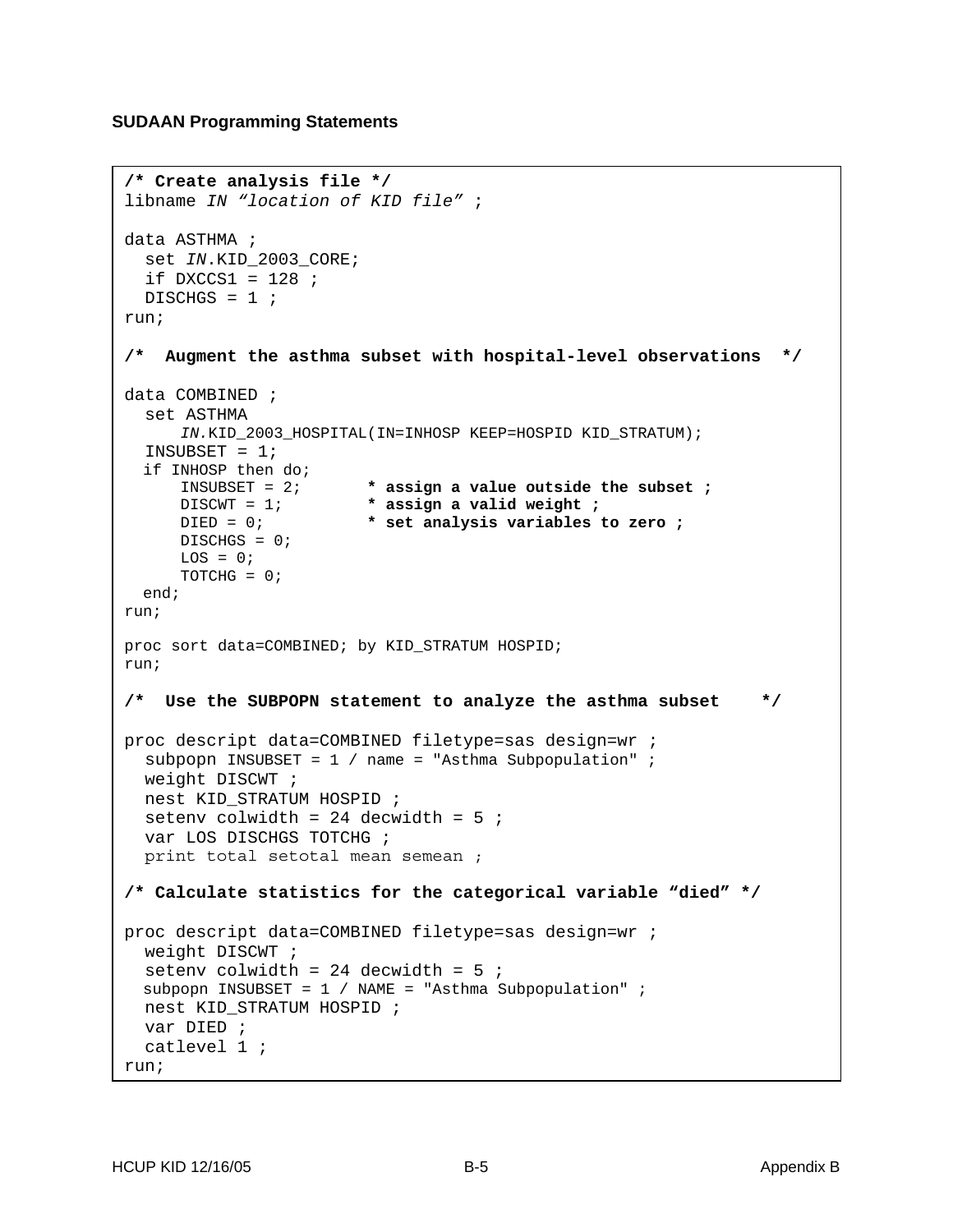**SUDAAN Programming Statements**

```
/* Create analysis file */
libname IN "location of KID file" ;

data ASTHMA ;
  set IN.KID_2003_CORE;
  if DXCCS1 = 128 ;
  DISCHGS = 1 ;
run;

/*  Augment the asthma subset with hospital-level observations  */

data COMBINED ;
  set ASTHMA
      IN.KID_2003_HOSPITAL(IN=INHOSP KEEP=HOSPID KID_STRATUM);
  INSUBSET = 1;
  if INHOSP then do;
      INSUBSET = 2;       * assign a value outside the subset ;
      DISCWT = 1;         * assign a valid weight ;
      DIED = 0;           * set analysis variables to zero ;
      DISCHGS = 0;
      LOS = 0;
      TOTCHG = 0;
  end;
run;

proc sort data=COMBINED; by KID_STRATUM HOSPID;
run;

/*  Use the SUBPOPN statement to analyze the asthma subset    */

proc descript data=COMBINED filetype=sas design=wr ;
  subpopn INSUBSET = 1 / name = "Asthma Subpopulation" ;
  weight DISCWT ;
  nest KID_STRATUM HOSPID ;
  setenv colwidth = 24 decwidth = 5 ;
  var LOS DISCHGS TOTCHG ;
  print total setotal mean semean ;

/* Calculate statistics for the categorical variable "died" */

proc descript data=COMBINED filetype=sas design=wr ;
  weight DISCWT ;
  setenv colwidth = 24 decwidth = 5 ;
  subpopn INSUBSET = 1 / NAME = "Asthma Subpopulation" ;
  nest KID_STRATUM HOSPID ;
  var DIED ;
  catlevel 1 ;
run;
```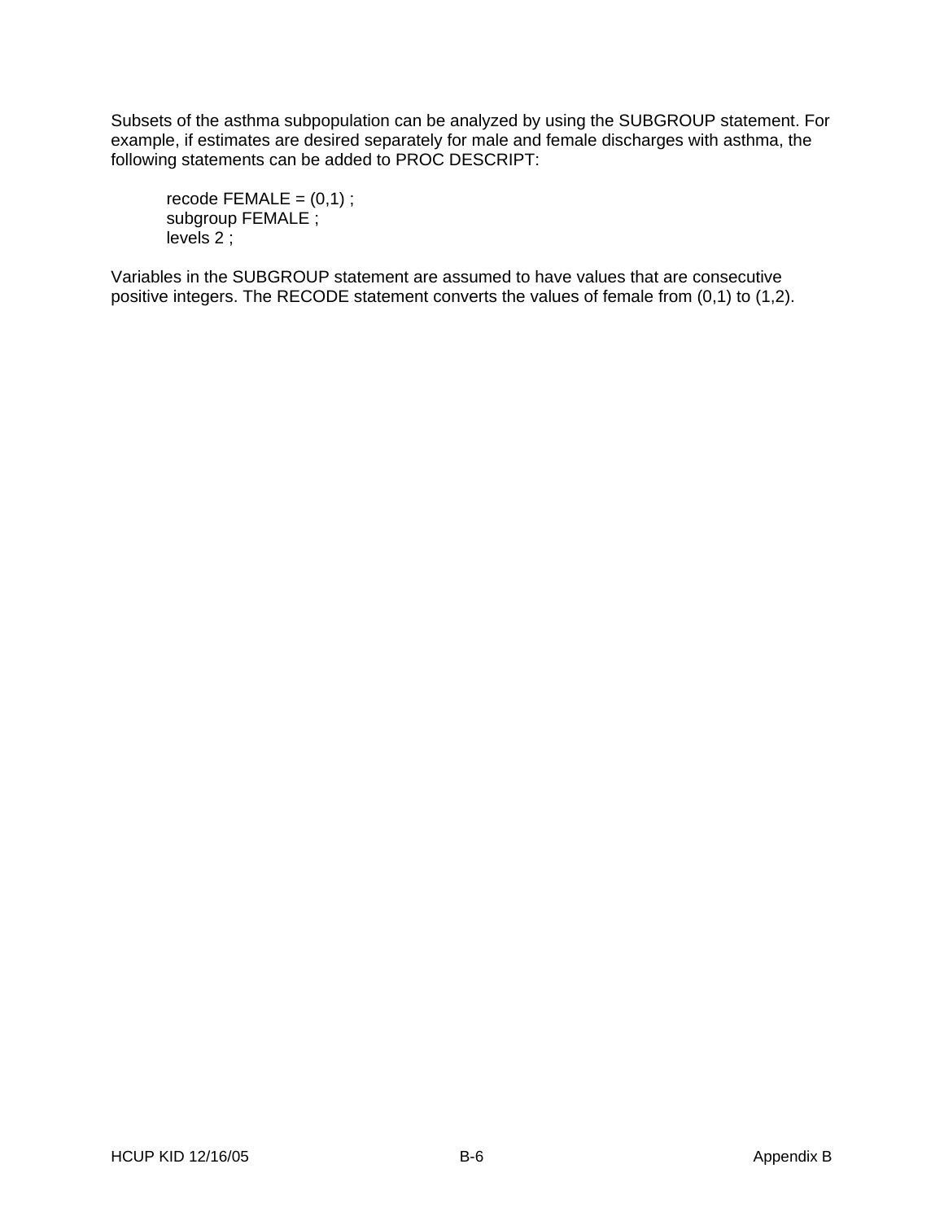Subsets of the asthma subpopulation can be analyzed by using the SUBGROUP statement. For example, if estimates are desired separately for male and female discharges with asthma, the following statements can be added to PROC DESCRIPT:

```
recode FEMALE = (0,1) ;
subgroup FEMALE ;
levels 2 ;
```

Variables in the SUBGROUP statement are assumed to have values that are consecutive positive integers. The RECODE statement converts the values of female from (0,1) to (1,2).